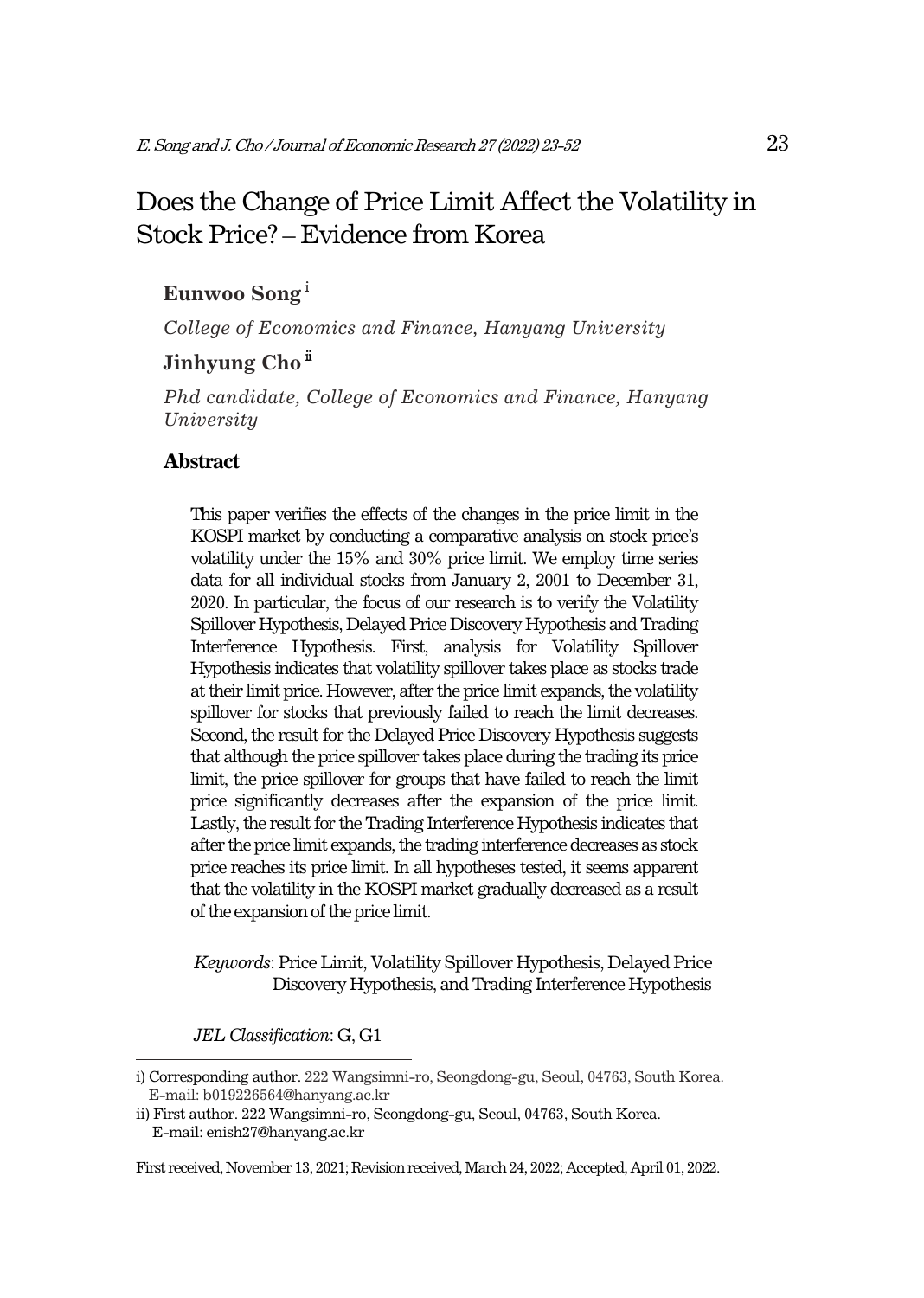# Does the Change of Price Limit Affect the Volatility in Stock Price? – Evidence from Korea

**Eunwoo Song** [i]

*College of Economics and Finance, Hanyang University*

**Jinhyung Cho** [ii]

*Phd candidate, College of Economics and Finance, Hanyang University*

## Abstract

This paper verifies the effects of the changes in the price limit in the KOSPI market by conducting a comparative analysis on stock price's volatility under the 15% and 30% price limit. We employ time series data for all individual stocks from January 2, 2001 to December 31, 2020. In particular, the focus of our research is to verify the Volatility Spillover Hypothesis, Delayed Price Discovery Hypothesis and Trading Interference Hypothesis. First, analysis for Volatility Spillover Hypothesis indicates that volatility spillover takes place as stocks trade at their limit price. However, after the price limit expands, the volatility spillover for stocks that previously failed to reach the limit decreases. Second, the result for the Delayed Price Discovery Hypothesis suggests that although the price spillover takes place during the trading its price limit, the price spillover for groups that have failed to reach the limit price significantly decreases after the expansion of the price limit. Lastly, the result for the Trading Interference Hypothesis indicates that after the price limit expands, the trading interference decreases as stock price reaches its price limit. In all hypotheses tested, it seems apparent that the volatility in the KOSPI market gradually decreased as a result of the expansion of the price limit.

*Keywords*: Price Limit, Volatility Spillover Hypothesis, Delayed Price Discovery Hypothesis, and Trading Interference Hypothesis

*JEL Classification*: G, G1

---

i) Corresponding author. 222 Wangsimni-ro, Seongdong-gu, Seoul, 04763, South Korea. E-mail: b019226564@hanyang.ac.kr

ii) First author. 222 Wangsimni-ro, Seongdong-gu, Seoul, 04763, South Korea. E-mail: enish27@hanyang.ac.kr

First received, November 13, 2021; Revision received, March 24, 2022; Accepted, April 01, 2022.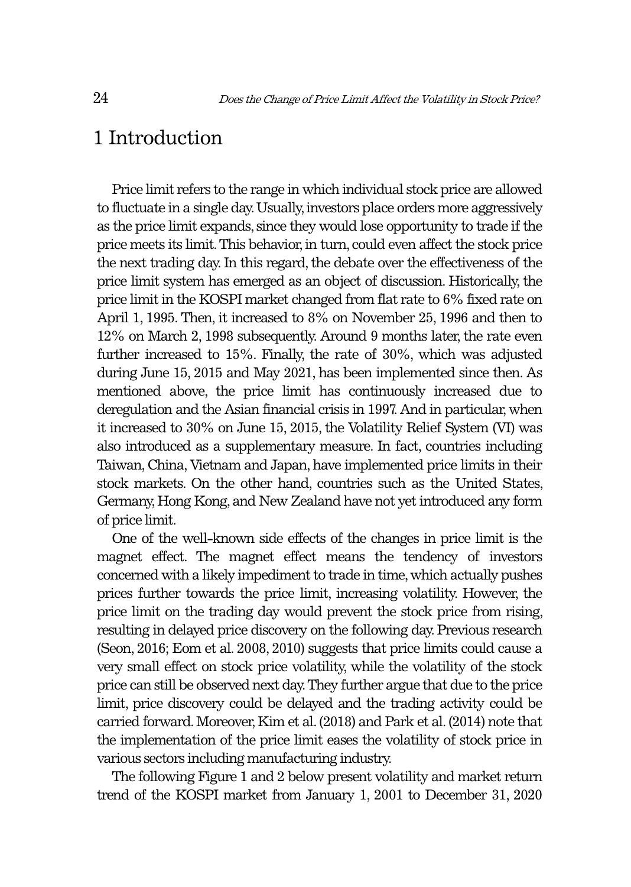# 1 Introduction

Price limit refers to the range in which individual stock price are allowed to fluctuate in a single day. Usually, investors place orders more aggressively as the price limit expands, since they would lose opportunity to trade if the price meets its limit. This behavior, in turn, could even affect the stock price the next trading day. In this regard, the debate over the effectiveness of the price limit system has emerged as an object of discussion. Historically, the price limit in the KOSPI market changed from flat rate to 6% fixed rate on April 1, 1995. Then, it increased to 8% on November 25, 1996 and then to 12% on March 2, 1998 subsequently. Around 9 months later, the rate even further increased to 15%. Finally, the rate of 30%, which was adjusted during June 15, 2015 and May 2021, has been implemented since then. As mentioned above, the price limit has continuously increased due to deregulation and the Asian financial crisis in 1997. And in particular, when it increased to 30% on June 15, 2015, the Volatility Relief System (VI) was also introduced as a supplementary measure. In fact, countries including Taiwan, China, Vietnam and Japan, have implemented price limits in their stock markets. On the other hand, countries such as the United States, Germany, Hong Kong, and New Zealand have not yet introduced any form of price limit.

One of the well-known side effects of the changes in price limit is the magnet effect. The magnet effect means the tendency of investors concerned with a likely impediment to trade in time, which actually pushes prices further towards the price limit, increasing volatility. However, the price limit on the trading day would prevent the stock price from rising, resulting in delayed price discovery on the following day. Previous research (Seon, 2016; Eom et al. 2008, 2010) suggests that price limits could cause a very small effect on stock price volatility, while the volatility of the stock price can still be observed next day. They further argue that due to the price limit, price discovery could be delayed and the trading activity could be carried forward. Moreover, Kim et al. (2018) and Park et al. (2014) note that the implementation of the price limit eases the volatility of stock price in various sectors including manufacturing industry.

The following Figure 1 and 2 below present volatility and market return trend of the KOSPI market from January 1, 2001 to December 31, 2020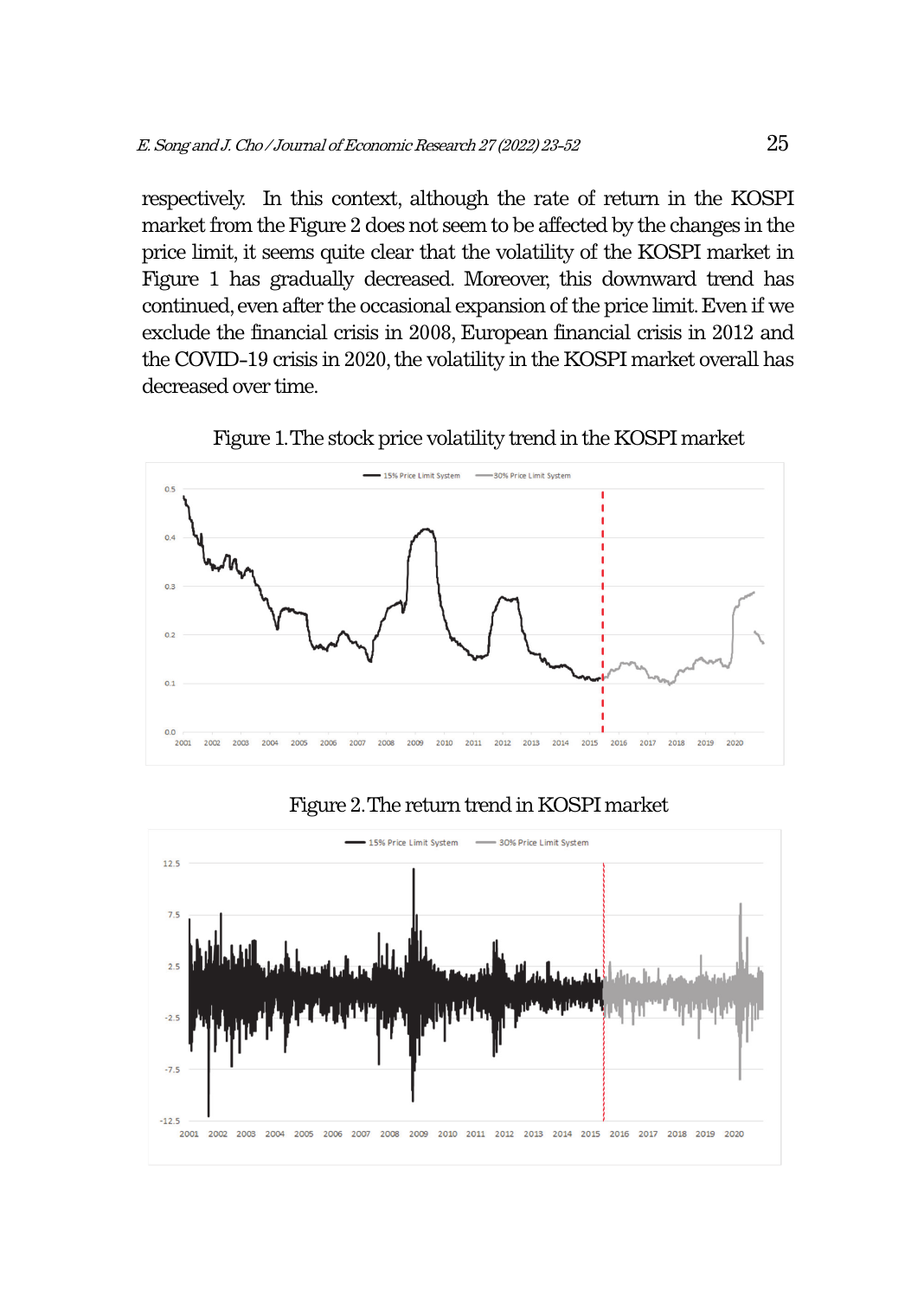respectively. In this context, although the rate of return in the KOSPI market from the Figure 2 does not seem to be affected by the changes in the price limit, it seems quite clear that the volatility of the KOSPI market in Figure 1 has gradually decreased. Moreover, this downward trend has continued, even after the occasional expansion of the price limit. Even if we exclude the financial crisis in 2008, European financial crisis in 2012 and the COVID-19 crisis in 2020, the volatility in the KOSPI market overall has decreased over time.

Figure 1. The stock price volatility trend in the KOSPI market

Figure 2. The return trend in KOSPI market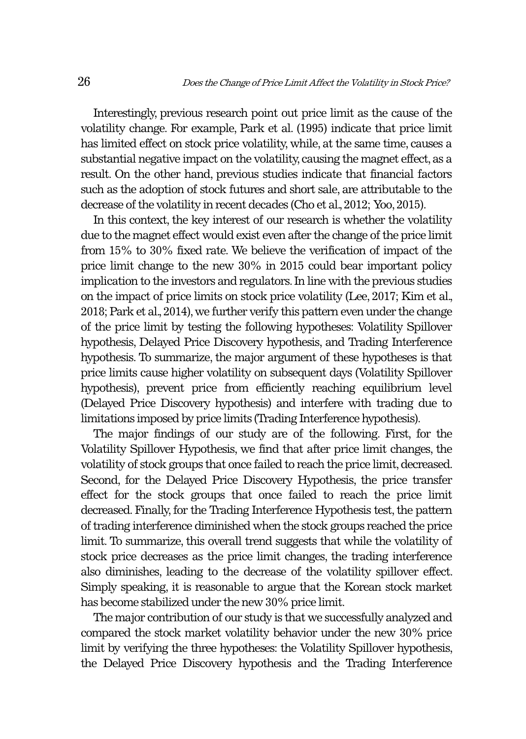Interestingly, previous research point out price limit as the cause of the volatility change. For example, Park et al. (1995) indicate that price limit has limited effect on stock price volatility, while, at the same time, causes a substantial negative impact on the volatility, causing the magnet effect, as a result. On the other hand, previous studies indicate that financial factors such as the adoption of stock futures and short sale, are attributable to the decrease of the volatility in recent decades (Cho et al., 2012; Yoo, 2015).

In this context, the key interest of our research is whether the volatility due to the magnet effect would exist even after the change of the price limit from 15% to 30% fixed rate. We believe the verification of impact of the price limit change to the new 30% in 2015 could bear important policy implication to the investors and regulators. In line with the previous studies on the impact of price limits on stock price volatility (Lee, 2017; Kim et al., 2018; Park et al., 2014), we further verify this pattern even under the change of the price limit by testing the following hypotheses: Volatility Spillover hypothesis, Delayed Price Discovery hypothesis, and Trading Interference hypothesis. To summarize, the major argument of these hypotheses is that price limits cause higher volatility on subsequent days (Volatility Spillover hypothesis), prevent price from efficiently reaching equilibrium level (Delayed Price Discovery hypothesis) and interfere with trading due to limitations imposed by price limits (Trading Interference hypothesis).

The major findings of our study are of the following. First, for the Volatility Spillover Hypothesis, we find that after price limit changes, the volatility of stock groups that once failed to reach the price limit, decreased. Second, for the Delayed Price Discovery Hypothesis, the price transfer effect for the stock groups that once failed to reach the price limit decreased. Finally, for the Trading Interference Hypothesis test, the pattern of trading interference diminished when the stock groups reached the price limit. To summarize, this overall trend suggests that while the volatility of stock price decreases as the price limit changes, the trading interference also diminishes, leading to the decrease of the volatility spillover effect. Simply speaking, it is reasonable to argue that the Korean stock market has become stabilized under the new 30% price limit.

The major contribution of our study is that we successfully analyzed and compared the stock market volatility behavior under the new 30% price limit by verifying the three hypotheses: the Volatility Spillover hypothesis, the Delayed Price Discovery hypothesis and the Trading Interference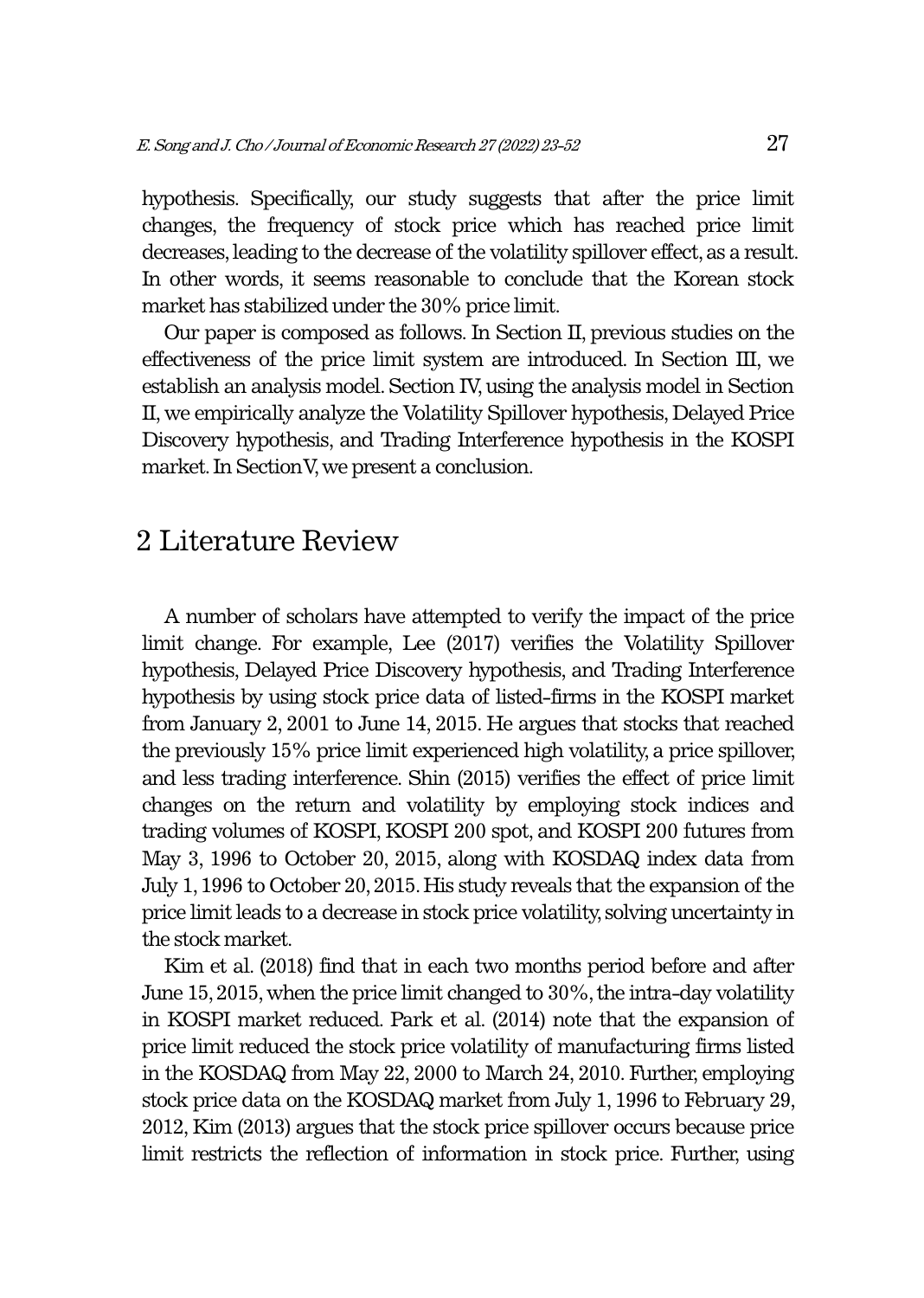hypothesis. Specifically, our study suggests that after the price limit changes, the frequency of stock price which has reached price limit decreases, leading to the decrease of the volatility spillover effect, as a result. In other words, it seems reasonable to conclude that the Korean stock market has stabilized under the 30% price limit.

Our paper is composed as follows. In Section II, previous studies on the effectiveness of the price limit system are introduced. In Section III, we establish an analysis model. Section IV, using the analysis model in Section II, we empirically analyze the Volatility Spillover hypothesis, Delayed Price Discovery hypothesis, and Trading Interference hypothesis in the KOSPI market. In Section V, we present a conclusion.

## 2 Literature Review

A number of scholars have attempted to verify the impact of the price limit change. For example, Lee (2017) verifies the Volatility Spillover hypothesis, Delayed Price Discovery hypothesis, and Trading Interference hypothesis by using stock price data of listed-firms in the KOSPI market from January 2, 2001 to June 14, 2015. He argues that stocks that reached the previously 15% price limit experienced high volatility, a price spillover, and less trading interference. Shin (2015) verifies the effect of price limit changes on the return and volatility by employing stock indices and trading volumes of KOSPI, KOSPI 200 spot, and KOSPI 200 futures from May 3, 1996 to October 20, 2015, along with KOSDAQ index data from July 1, 1996 to October 20, 2015. His study reveals that the expansion of the price limit leads to a decrease in stock price volatility, solving uncertainty in the stock market.

Kim et al. (2018) find that in each two months period before and after June 15, 2015, when the price limit changed to 30%, the intra-day volatility in KOSPI market reduced. Park et al. (2014) note that the expansion of price limit reduced the stock price volatility of manufacturing firms listed in the KOSDAQ from May 22, 2000 to March 24, 2010. Further, employing stock price data on the KOSDAQ market from July 1, 1996 to February 29, 2012, Kim (2013) argues that the stock price spillover occurs because price limit restricts the reflection of information in stock price. Further, using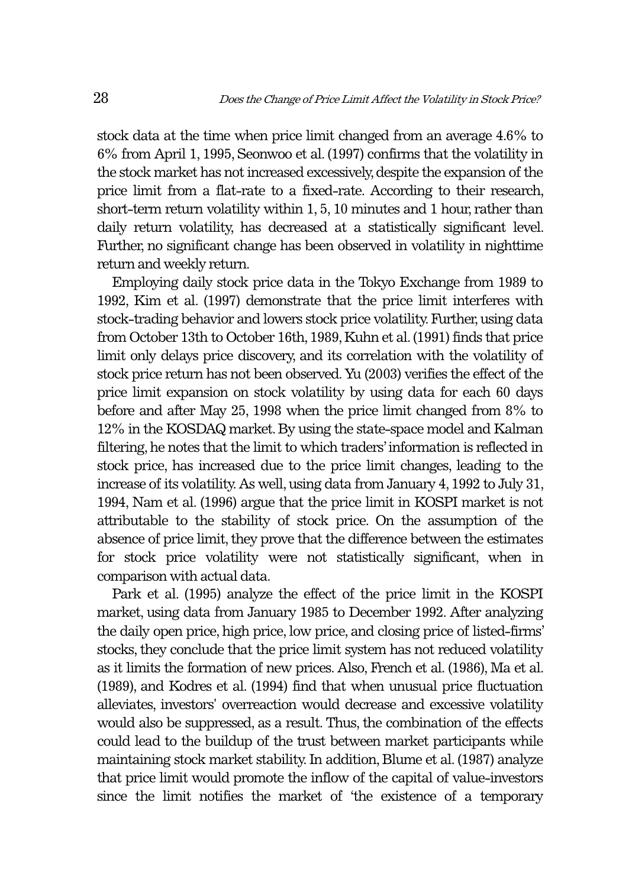stock data at the time when price limit changed from an average 4.6% to 6% from April 1, 1995, Seonwoo et al. (1997) confirms that the volatility in the stock market has not increased excessively, despite the expansion of the price limit from a flat-rate to a fixed-rate. According to their research, short-term return volatility within 1, 5, 10 minutes and 1 hour, rather than daily return volatility, has decreased at a statistically significant level. Further, no significant change has been observed in volatility in nighttime return and weekly return.

Employing daily stock price data in the Tokyo Exchange from 1989 to 1992, Kim et al. (1997) demonstrate that the price limit interferes with stock-trading behavior and lowers stock price volatility. Further, using data from October 13th to October 16th, 1989, Kuhn et al. (1991) finds that price limit only delays price discovery, and its correlation with the volatility of stock price return has not been observed. Yu (2003) verifies the effect of the price limit expansion on stock volatility by using data for each 60 days before and after May 25, 1998 when the price limit changed from 8% to 12% in the KOSDAQ market. By using the state-space model and Kalman filtering, he notes that the limit to which traders' information is reflected in stock price, has increased due to the price limit changes, leading to the increase of its volatility. As well, using data from January 4, 1992 to July 31, 1994, Nam et al. (1996) argue that the price limit in KOSPI market is not attributable to the stability of stock price. On the assumption of the absence of price limit, they prove that the difference between the estimates for stock price volatility were not statistically significant, when in comparison with actual data.

Park et al. (1995) analyze the effect of the price limit in the KOSPI market, using data from January 1985 to December 1992. After analyzing the daily open price, high price, low price, and closing price of listed-firms' stocks, they conclude that the price limit system has not reduced volatility as it limits the formation of new prices. Also, French et al. (1986), Ma et al. (1989), and Kodres et al. (1994) find that when unusual price fluctuation alleviates, investors' overreaction would decrease and excessive volatility would also be suppressed, as a result. Thus, the combination of the effects could lead to the buildup of the trust between market participants while maintaining stock market stability. In addition, Blume et al. (1987) analyze that price limit would promote the inflow of the capital of value-investors since the limit notifies the market of 'the existence of a temporary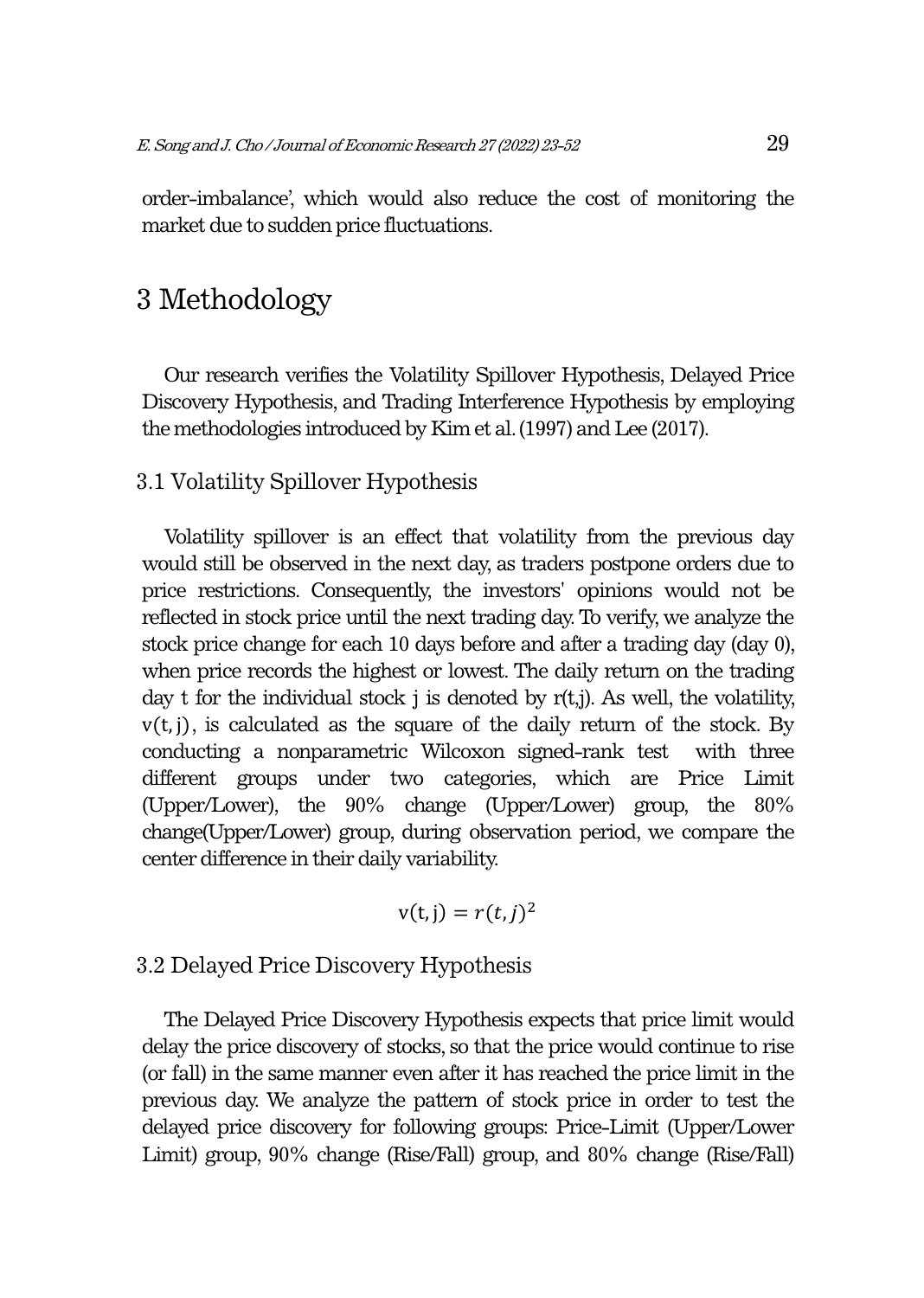order-imbalance', which would also reduce the cost of monitoring the market due to sudden price fluctuations.

# 3 Methodology

Our research verifies the Volatility Spillover Hypothesis, Delayed Price Discovery Hypothesis, and Trading Interference Hypothesis by employing the methodologies introduced by Kim et al. (1997) and Lee (2017).

## 3.1 Volatility Spillover Hypothesis

Volatility spillover is an effect that volatility from the previous day would still be observed in the next day, as traders postpone orders due to price restrictions. Consequently, the investors' opinions would not be reflected in stock price until the next trading day. To verify, we analyze the stock price change for each 10 days before and after a trading day (day 0), when price records the highest or lowest. The daily return on the trading day t for the individual stock j is denoted by r(t,j). As well, the volatility, $v(t, j)$, is calculated as the square of the daily return of the stock. By conducting a nonparametric Wilcoxon signed-rank test with three different groups under two categories, which are Price Limit (Upper/Lower), the 90% change (Upper/Lower) group, the 80% change(Upper/Lower) group, during observation period, we compare the center difference in their daily variability.

$$v(t, j) = r(t, j)^2$$

## 3.2 Delayed Price Discovery Hypothesis

The Delayed Price Discovery Hypothesis expects that price limit would delay the price discovery of stocks, so that the price would continue to rise (or fall) in the same manner even after it has reached the price limit in the previous day. We analyze the pattern of stock price in order to test the delayed price discovery for following groups: Price-Limit (Upper/Lower Limit) group, 90% change (Rise/Fall) group, and 80% change (Rise/Fall)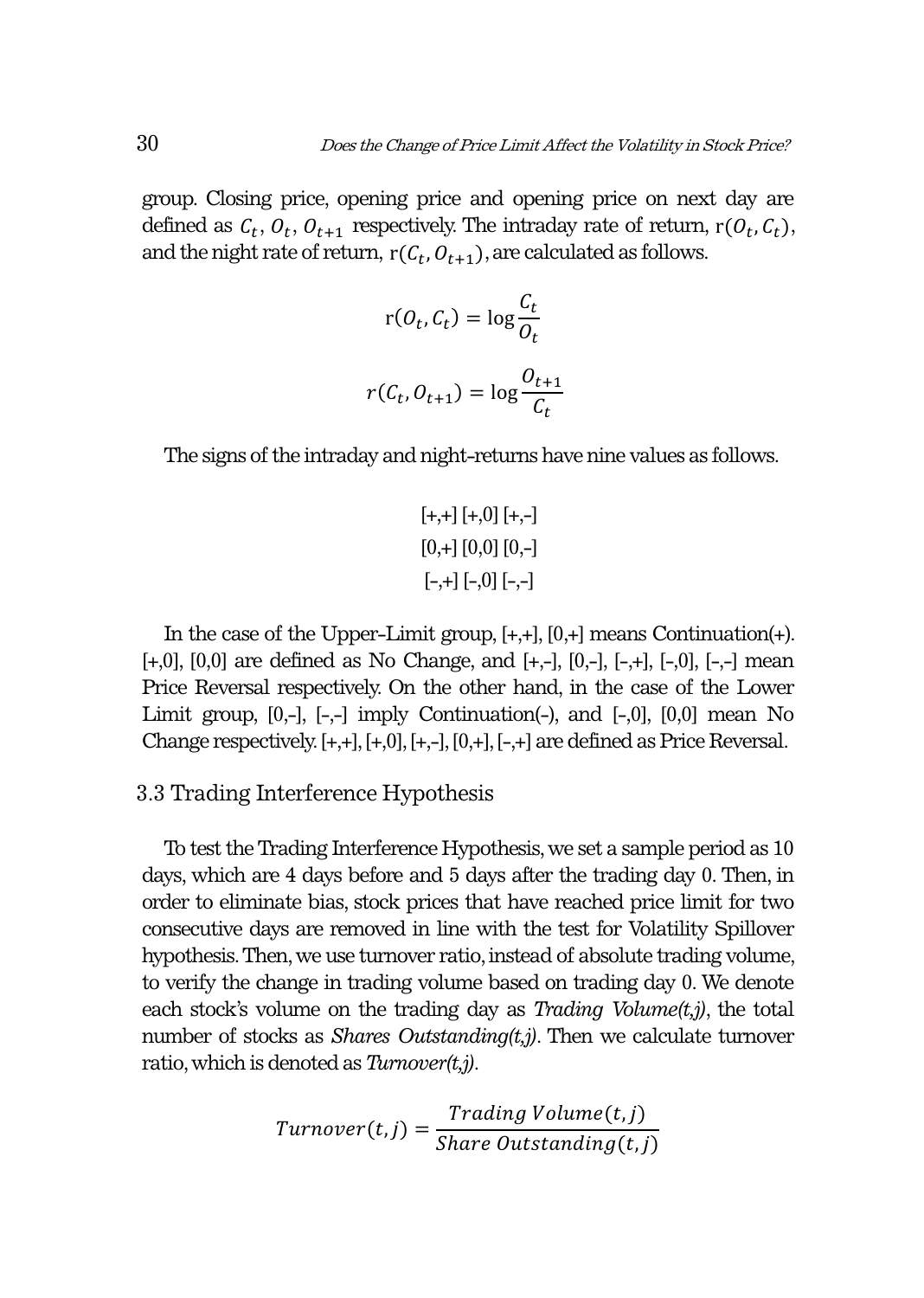group. Closing price, opening price and opening price on next day are defined as $C_t$, $O_t$, $O_{t+1}$ respectively. The intraday rate of return, $r(O_t, C_t)$, and the night rate of return, $r(C_t, O_{t+1})$, are calculated as follows.

$$r(O_t, C_t) = \log \frac{C_t}{O_t}$$

$$r(C_t, O_{t+1}) = \log \frac{O_{t+1}}{C_t}$$

The signs of the intraday and night-returns have nine values as follows.

[+,+] [+,0] [+,-]
[0,+] [0,0] [0,-]
[-,+] [-,0] [-,-]

In the case of the Upper-Limit group, [+,+], [0,+] means Continuation(+). [+,0], [0,0] are defined as No Change, and [+,-], [0,-], [-,+], [-,0], [-,-] mean Price Reversal respectively. On the other hand, in the case of the Lower Limit group, [0,-], [-,-] imply Continuation(-), and [-,0], [0,0] mean No Change respectively. [+,+], [+,0], [+,-], [0,+], [-,+] are defined as Price Reversal.

### 3.3 Trading Interference Hypothesis

To test the Trading Interference Hypothesis, we set a sample period as 10 days, which are 4 days before and 5 days after the trading day 0. Then, in order to eliminate bias, stock prices that have reached price limit for two consecutive days are removed in line with the test for Volatility Spillover hypothesis. Then, we use turnover ratio, instead of absolute trading volume, to verify the change in trading volume based on trading day 0. We denote each stock's volume on the trading day as *Trading Volume(t,j)*, the total number of stocks as *Shares Outstanding(t,j)*. Then we calculate turnover ratio, which is denoted as *Turnover(t,j)*.

$$Turnover(t, j) = \frac{Trading\ Volume(t, j)}{Share\ Outstanding(t, j)}$$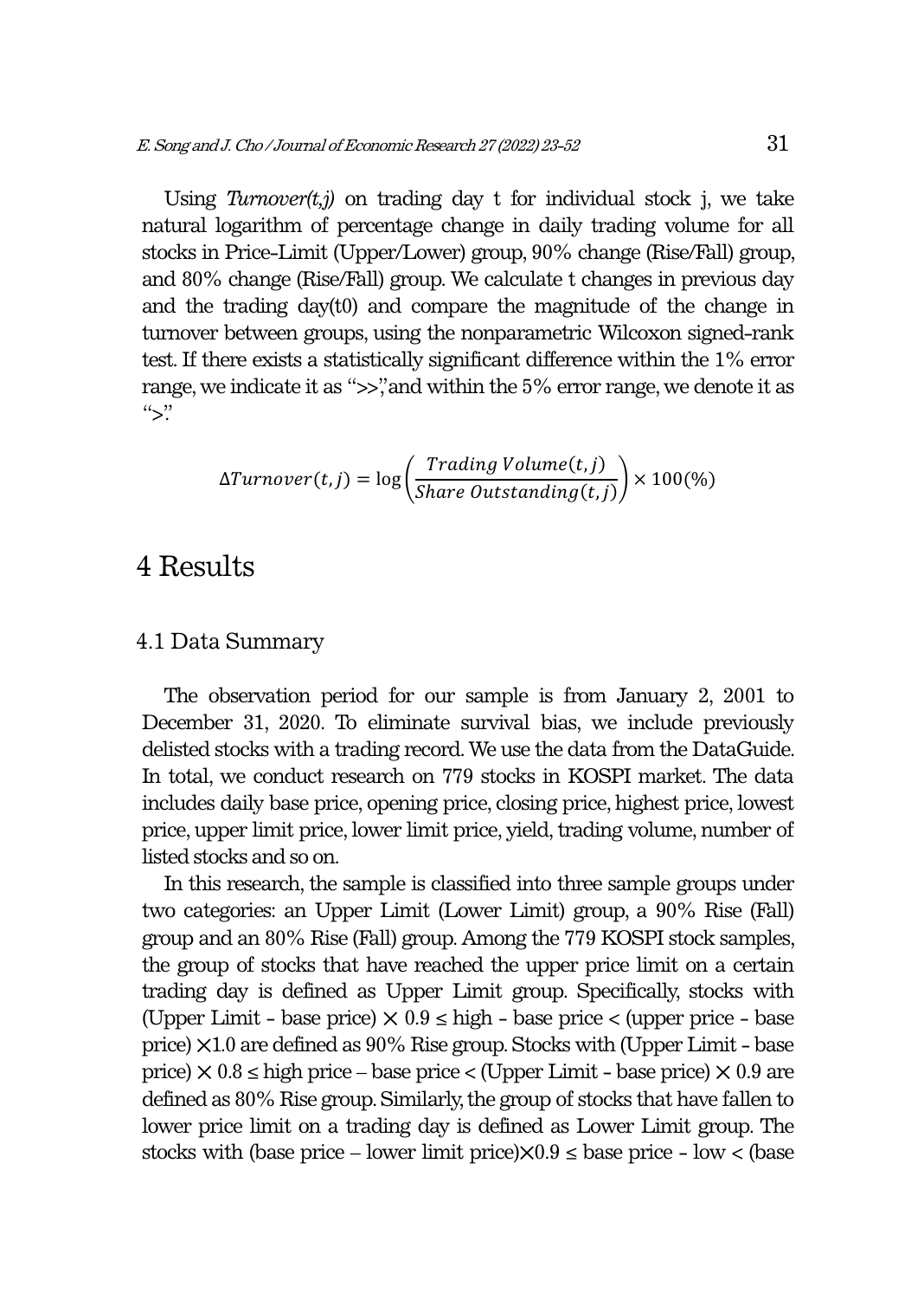Using *Turnover(t,j)* on trading day t for individual stock j, we take natural logarithm of percentage change in daily trading volume for all stocks in Price-Limit (Upper/Lower) group, 90% change (Rise/Fall) group, and 80% change (Rise/Fall) group. We calculate t changes in previous day and the trading day(t0) and compare the magnitude of the change in turnover between groups, using the nonparametric Wilcoxon signed-rank test. If there exists a statistically significant difference within the 1% error range, we indicate it as ">>," and within the 5% error range, we denote it as ">."

$$\Delta Turnover(t,j) = \log\left(\frac{Trading\ Volume(t,j)}{Share\ Outstanding(t,j)}\right) \times 100(\%)$$

# 4 Results

## 4.1 Data Summary

The observation period for our sample is from January 2, 2001 to December 31, 2020. To eliminate survival bias, we include previously delisted stocks with a trading record. We use the data from the DataGuide. In total, we conduct research on 779 stocks in KOSPI market. The data includes daily base price, opening price, closing price, highest price, lowest price, upper limit price, lower limit price, yield, trading volume, number of listed stocks and so on.

In this research, the sample is classified into three sample groups under two categories: an Upper Limit (Lower Limit) group, a 90% Rise (Fall) group and an 80% Rise (Fall) group. Among the 779 KOSPI stock samples, the group of stocks that have reached the upper price limit on a certain trading day is defined as Upper Limit group. Specifically, stocks with (Upper Limit - base price) × 0.9 ≤ high - base price < (upper price - base price) ×1.0 are defined as 90% Rise group. Stocks with (Upper Limit - base price) × 0.8 ≤ high price – base price < (Upper Limit - base price) × 0.9 are defined as 80% Rise group. Similarly, the group of stocks that have fallen to lower price limit on a trading day is defined as Lower Limit group. The stocks with (base price – lower limit price)×0.9 ≤ base price - low < (base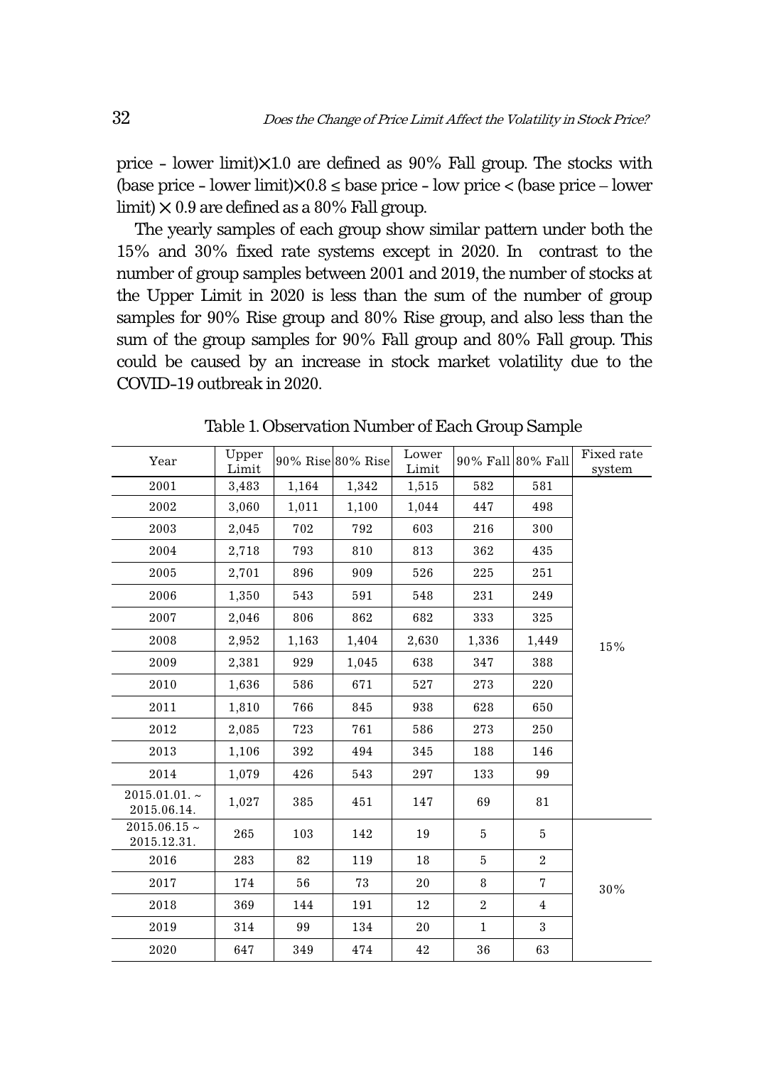price - lower limit)×1.0 are defined as 90% Fall group. The stocks with (base price - lower limit)×0.8 ≤ base price - low price < (base price – lower limit) × 0.9 are defined as a 80% Fall group.

The yearly samples of each group show similar pattern under both the 15% and 30% fixed rate systems except in 2020. In contrast to the number of group samples between 2001 and 2019, the number of stocks at the Upper Limit in 2020 is less than the sum of the number of group samples for 90% Rise group and 80% Rise group, and also less than the sum of the group samples for 90% Fall group and 80% Fall group. This could be caused by an increase in stock market volatility due to the COVID-19 outbreak in 2020.

Table 1. Observation Number of Each Group Sample

| Year | Upper Limit | 90% Rise | 80% Rise | Lower Limit | 90% Fall | 80% Fall | Fixed rate system |
|---|---|---|---|---|---|---|---|
| 2001 | 3,483 | 1,164 | 1,342 | 1,515 | 582 | 581 | 15% |
| 2002 | 3,060 | 1,011 | 1,100 | 1,044 | 447 | 498 | |
| 2003 | 2,045 | 702 | 792 | 603 | 216 | 300 | |
| 2004 | 2,718 | 793 | 810 | 813 | 362 | 435 | |
| 2005 | 2,701 | 896 | 909 | 526 | 225 | 251 | |
| 2006 | 1,350 | 543 | 591 | 548 | 231 | 249 | |
| 2007 | 2,046 | 806 | 862 | 682 | 333 | 325 | |
| 2008 | 2,952 | 1,163 | 1,404 | 2,630 | 1,336 | 1,449 | |
| 2009 | 2,381 | 929 | 1,045 | 638 | 347 | 388 | |
| 2010 | 1,636 | 586 | 671 | 527 | 273 | 220 | |
| 2011 | 1,810 | 766 | 845 | 938 | 628 | 650 | |
| 2012 | 2,085 | 723 | 761 | 586 | 273 | 250 | |
| 2013 | 1,106 | 392 | 494 | 345 | 188 | 146 | |
| 2014 | 1,079 | 426 | 543 | 297 | 133 | 99 | |
| 2015.01.01. ~ 2015.06.14. | 1,027 | 385 | 451 | 147 | 69 | 81 | |
| 2015.06.15 ~ 2015.12.31. | 265 | 103 | 142 | 19 | 5 | 5 | 30% |
| 2016 | 283 | 82 | 119 | 18 | 5 | 2 | |
| 2017 | 174 | 56 | 73 | 20 | 8 | 7 | |
| 2018 | 369 | 144 | 191 | 12 | 2 | 4 | |
| 2019 | 314 | 99 | 134 | 20 | 1 | 3 | |
| 2020 | 647 | 349 | 474 | 42 | 36 | 63 | |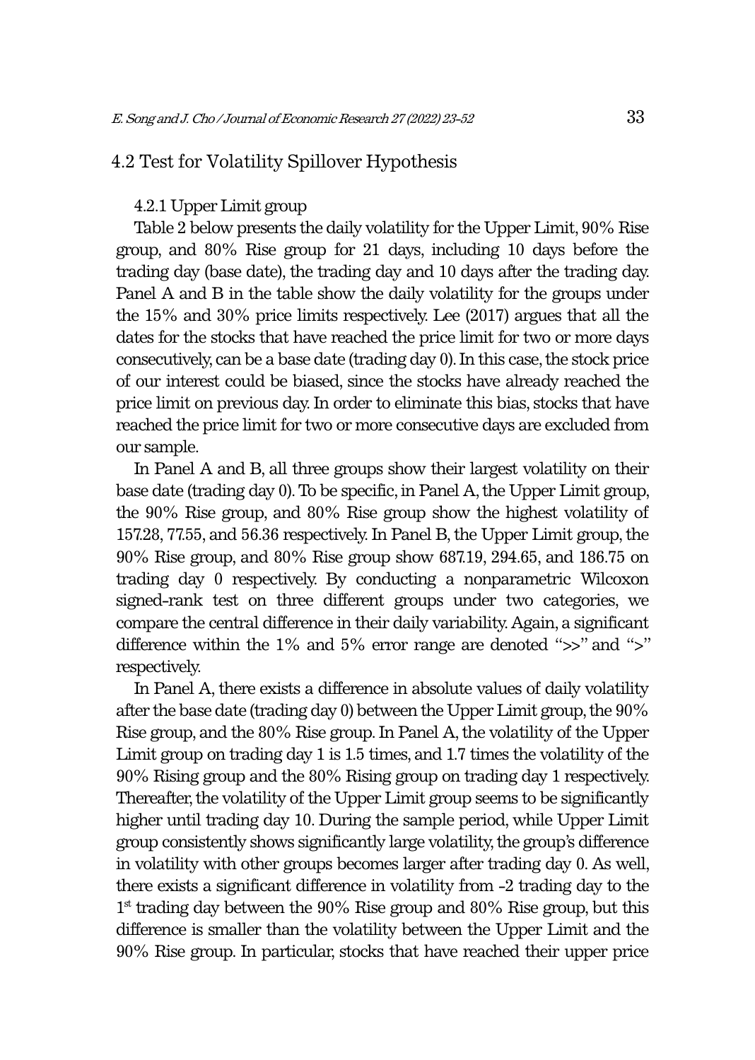## 4.2 Test for Volatility Spillover Hypothesis

### 4.2.1 Upper Limit group

Table 2 below presents the daily volatility for the Upper Limit, 90% Rise group, and 80% Rise group for 21 days, including 10 days before the trading day (base date), the trading day and 10 days after the trading day. Panel A and B in the table show the daily volatility for the groups under the 15% and 30% price limits respectively. Lee (2017) argues that all the dates for the stocks that have reached the price limit for two or more days consecutively, can be a base date (trading day 0). In this case, the stock price of our interest could be biased, since the stocks have already reached the price limit on previous day. In order to eliminate this bias, stocks that have reached the price limit for two or more consecutive days are excluded from our sample.

In Panel A and B, all three groups show their largest volatility on their base date (trading day 0). To be specific, in Panel A, the Upper Limit group, the 90% Rise group, and 80% Rise group show the highest volatility of 157.28, 77.55, and 56.36 respectively. In Panel B, the Upper Limit group, the 90% Rise group, and 80% Rise group show 687.19, 294.65, and 186.75 on trading day 0 respectively. By conducting a nonparametric Wilcoxon signed-rank test on three different groups under two categories, we compare the central difference in their daily variability. Again, a significant difference within the 1% and 5% error range are denoted ">>" and ">" respectively.

In Panel A, there exists a difference in absolute values of daily volatility after the base date (trading day 0) between the Upper Limit group, the 90% Rise group, and the 80% Rise group. In Panel A, the volatility of the Upper Limit group on trading day 1 is 1.5 times, and 1.7 times the volatility of the 90% Rising group and the 80% Rising group on trading day 1 respectively. Thereafter, the volatility of the Upper Limit group seems to be significantly higher until trading day 10. During the sample period, while Upper Limit group consistently shows significantly large volatility, the group's difference in volatility with other groups becomes larger after trading day 0. As well, there exists a significant difference in volatility from -2 trading day to the 1st trading day between the 90% Rise group and 80% Rise group, but this difference is smaller than the volatility between the Upper Limit and the 90% Rise group. In particular, stocks that have reached their upper price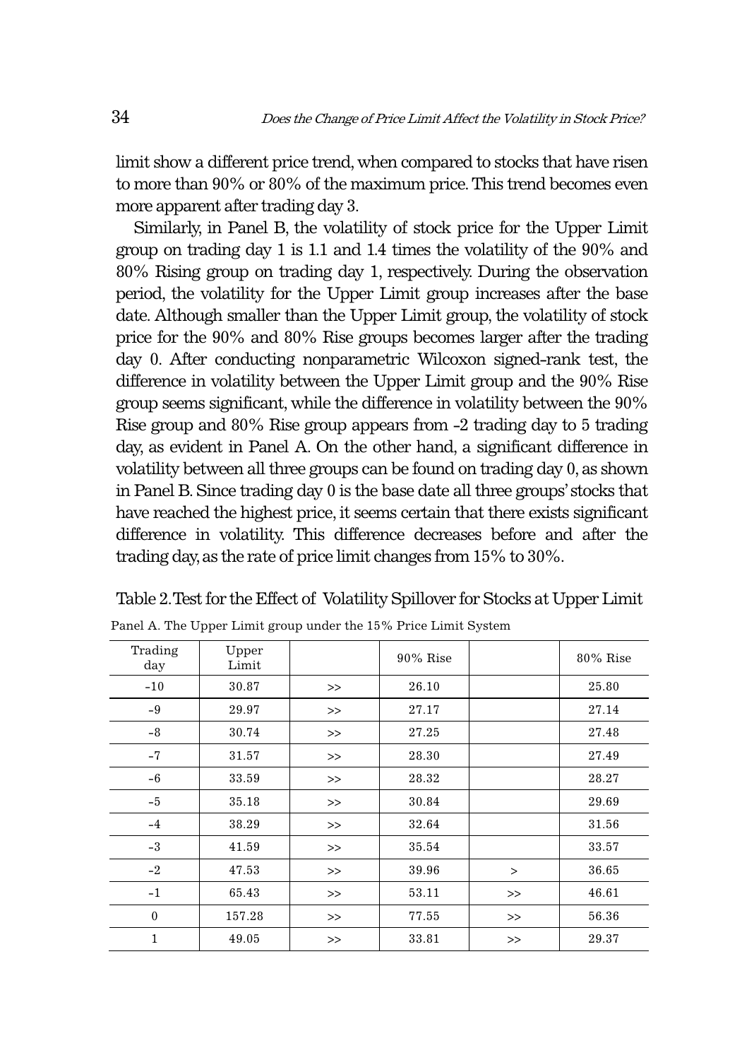limit show a different price trend, when compared to stocks that have risen to more than 90% or 80% of the maximum price. This trend becomes even more apparent after trading day 3.

Similarly, in Panel B, the volatility of stock price for the Upper Limit group on trading day 1 is 1.1 and 1.4 times the volatility of the 90% and 80% Rising group on trading day 1, respectively. During the observation period, the volatility for the Upper Limit group increases after the base date. Although smaller than the Upper Limit group, the volatility of stock price for the 90% and 80% Rise groups becomes larger after the trading day 0. After conducting nonparametric Wilcoxon signed-rank test, the difference in volatility between the Upper Limit group and the 90% Rise group seems significant, while the difference in volatility between the 90% Rise group and 80% Rise group appears from -2 trading day to 5 trading day, as evident in Panel A. On the other hand, a significant difference in volatility between all three groups can be found on trading day 0, as shown in Panel B. Since trading day 0 is the base date all three groups' stocks that have reached the highest price, it seems certain that there exists significant difference in volatility. This difference decreases before and after the trading day, as the rate of price limit changes from 15% to 30%.

Table 2. Test for the Effect of Volatility Spillover for Stocks at Upper Limit

Panel A. The Upper Limit group under the 15% Price Limit System

| Trading day | Upper Limit | | 90% Rise | | 80% Rise |
|---|---|---|---|---|---|
| -10 | 30.87 | >> | 26.10 | | 25.80 |
| -9 | 29.97 | >> | 27.17 | | 27.14 |
| -8 | 30.74 | >> | 27.25 | | 27.48 |
| -7 | 31.57 | >> | 28.30 | | 27.49 |
| -6 | 33.59 | >> | 28.32 | | 28.27 |
| -5 | 35.18 | >> | 30.84 | | 29.69 |
| -4 | 38.29 | >> | 32.64 | | 31.56 |
| -3 | 41.59 | >> | 35.54 | | 33.57 |
| -2 | 47.53 | >> | 39.96 | > | 36.65 |
| -1 | 65.43 | >> | 53.11 | >> | 46.61 |
| 0 | 157.28 | >> | 77.55 | >> | 56.36 |
| 1 | 49.05 | >> | 33.81 | >> | 29.37 |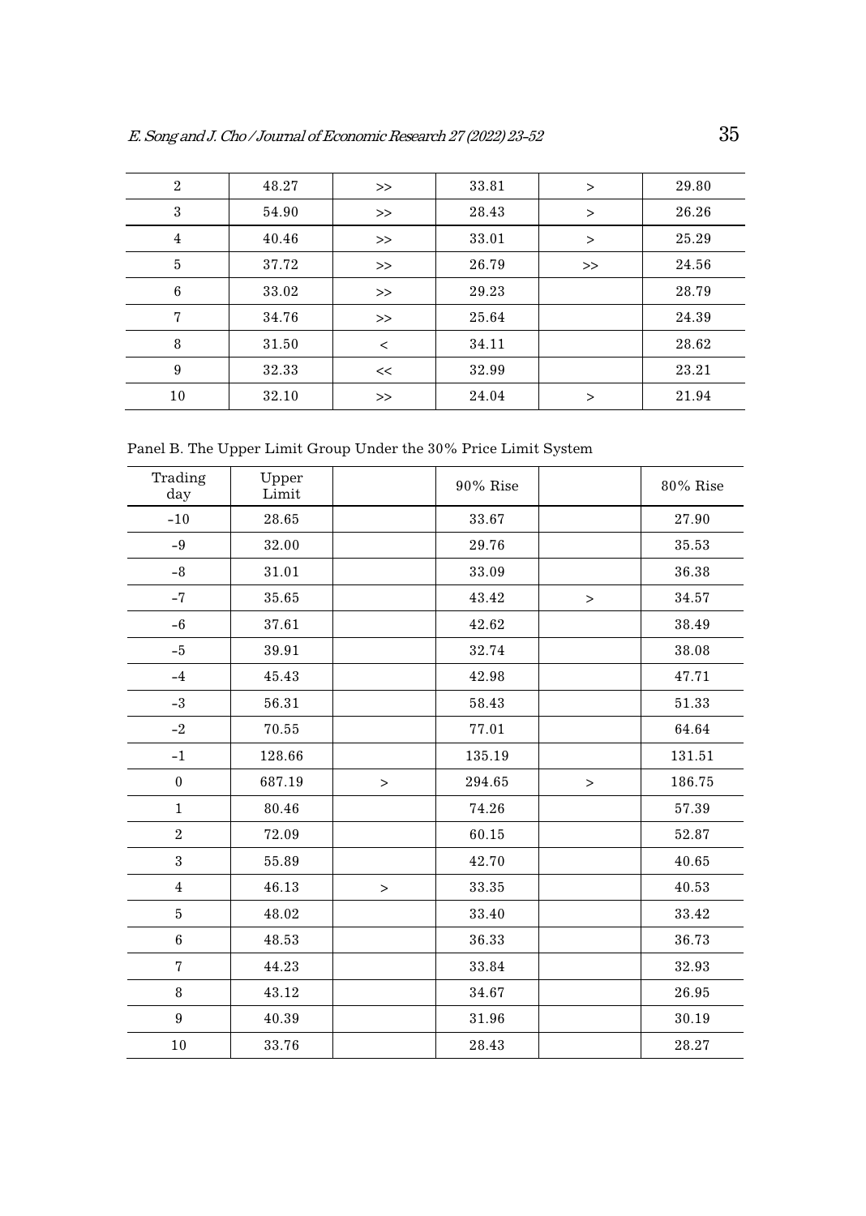| 2 | 48.27 | >> | 33.81 | > | 29.80 |
|---|---|---|---|---|---|
| 3 | 54.90 | >> | 28.43 | > | 26.26 |
| 4 | 40.46 | >> | 33.01 | > | 25.29 |
| 5 | 37.72 | >> | 26.79 | >> | 24.56 |
| 6 | 33.02 | >> | 29.23 | | 28.79 |
| 7 | 34.76 | >> | 25.64 | | 24.39 |
| 8 | 31.50 | < | 34.11 | | 28.62 |
| 9 | 32.33 | << | 32.99 | | 23.21 |
| 10 | 32.10 | >> | 24.04 | > | 21.94 |

Panel B. The Upper Limit Group Under the 30% Price Limit System

| Trading day | Upper Limit | | 90% Rise | | 80% Rise |
|---|---|---|---|---|---|
| -10 | 28.65 | | 33.67 | | 27.90 |
| -9 | 32.00 | | 29.76 | | 35.53 |
| -8 | 31.01 | | 33.09 | | 36.38 |
| -7 | 35.65 | | 43.42 | > | 34.57 |
| -6 | 37.61 | | 42.62 | | 38.49 |
| -5 | 39.91 | | 32.74 | | 38.08 |
| -4 | 45.43 | | 42.98 | | 47.71 |
| -3 | 56.31 | | 58.43 | | 51.33 |
| -2 | 70.55 | | 77.01 | | 64.64 |
| -1 | 128.66 | | 135.19 | | 131.51 |
| 0 | 687.19 | > | 294.65 | > | 186.75 |
| 1 | 80.46 | | 74.26 | | 57.39 |
| 2 | 72.09 | | 60.15 | | 52.87 |
| 3 | 55.89 | | 42.70 | | 40.65 |
| 4 | 46.13 | > | 33.35 | | 40.53 |
| 5 | 48.02 | | 33.40 | | 33.42 |
| 6 | 48.53 | | 36.33 | | 36.73 |
| 7 | 44.23 | | 33.84 | | 32.93 |
| 8 | 43.12 | | 34.67 | | 26.95 |
| 9 | 40.39 | | 31.96 | | 30.19 |
| 10 | 33.76 | | 28.43 | | 28.27 |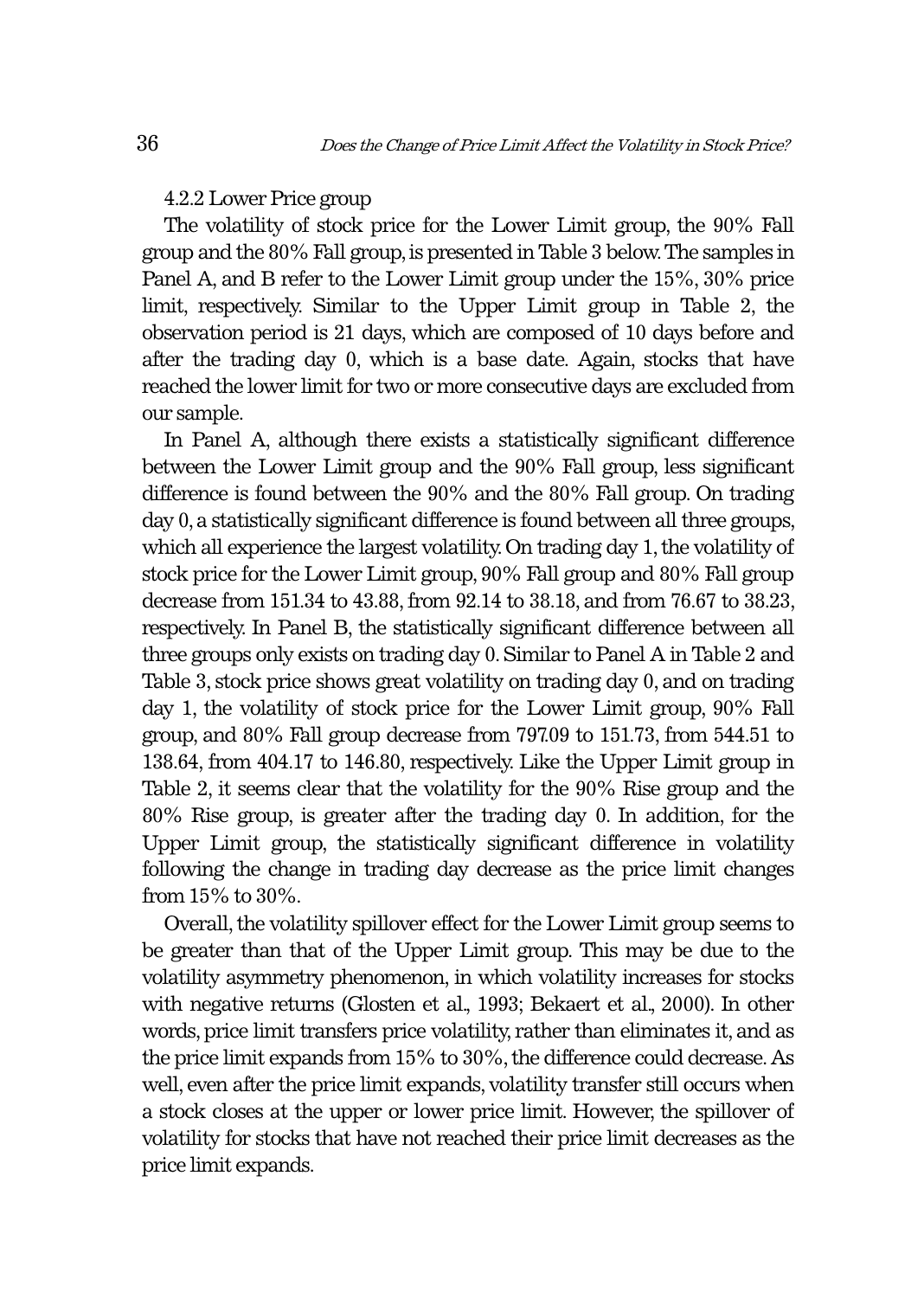4.2.2 Lower Price group

The volatility of stock price for the Lower Limit group, the 90% Fall group and the 80% Fall group, is presented in Table 3 below. The samples in Panel A, and B refer to the Lower Limit group under the 15%, 30% price limit, respectively. Similar to the Upper Limit group in Table 2, the observation period is 21 days, which are composed of 10 days before and after the trading day 0, which is a base date. Again, stocks that have reached the lower limit for two or more consecutive days are excluded from our sample.

In Panel A, although there exists a statistically significant difference between the Lower Limit group and the 90% Fall group, less significant difference is found between the 90% and the 80% Fall group. On trading day 0, a statistically significant difference is found between all three groups, which all experience the largest volatility. On trading day 1, the volatility of stock price for the Lower Limit group, 90% Fall group and 80% Fall group decrease from 151.34 to 43.88, from 92.14 to 38.18, and from 76.67 to 38.23, respectively. In Panel B, the statistically significant difference between all three groups only exists on trading day 0. Similar to Panel A in Table 2 and Table 3, stock price shows great volatility on trading day 0, and on trading day 1, the volatility of stock price for the Lower Limit group, 90% Fall group, and 80% Fall group decrease from 797.09 to 151.73, from 544.51 to 138.64, from 404.17 to 146.80, respectively. Like the Upper Limit group in Table 2, it seems clear that the volatility for the 90% Rise group and the 80% Rise group, is greater after the trading day 0. In addition, for the Upper Limit group, the statistically significant difference in volatility following the change in trading day decrease as the price limit changes from 15% to 30%.

Overall, the volatility spillover effect for the Lower Limit group seems to be greater than that of the Upper Limit group. This may be due to the volatility asymmetry phenomenon, in which volatility increases for stocks with negative returns (Glosten et al., 1993; Bekaert et al., 2000). In other words, price limit transfers price volatility, rather than eliminates it, and as the price limit expands from 15% to 30%, the difference could decrease. As well, even after the price limit expands, volatility transfer still occurs when a stock closes at the upper or lower price limit. However, the spillover of volatility for stocks that have not reached their price limit decreases as the price limit expands.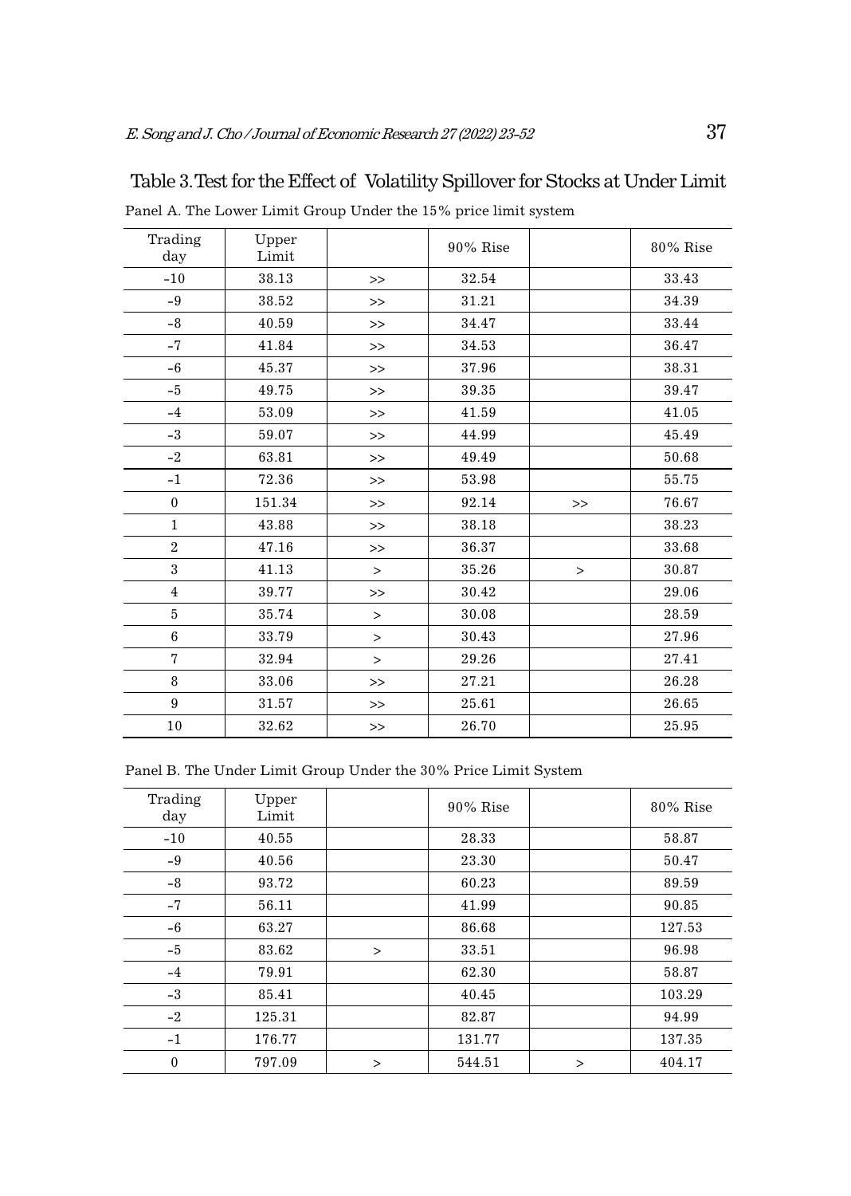Table 3. Test for the Effect of Volatility Spillover for Stocks at Under Limit

Panel A. The Lower Limit Group Under the 15% price limit system

| Trading day | Upper Limit | | 90% Rise | | 80% Rise |
|---|---|---|---|---|---|
| -10 | 38.13 | >> | 32.54 | | 33.43 |
| -9 | 38.52 | >> | 31.21 | | 34.39 |
| -8 | 40.59 | >> | 34.47 | | 33.44 |
| -7 | 41.84 | >> | 34.53 | | 36.47 |
| -6 | 45.37 | >> | 37.96 | | 38.31 |
| -5 | 49.75 | >> | 39.35 | | 39.47 |
| -4 | 53.09 | >> | 41.59 | | 41.05 |
| -3 | 59.07 | >> | 44.99 | | 45.49 |
| -2 | 63.81 | >> | 49.49 | | 50.68 |
| -1 | 72.36 | >> | 53.98 | | 55.75 |
| 0 | 151.34 | >> | 92.14 | >> | 76.67 |
| 1 | 43.88 | >> | 38.18 | | 38.23 |
| 2 | 47.16 | >> | 36.37 | | 33.68 |
| 3 | 41.13 | > | 35.26 | > | 30.87 |
| 4 | 39.77 | >> | 30.42 | | 29.06 |
| 5 | 35.74 | > | 30.08 | | 28.59 |
| 6 | 33.79 | > | 30.43 | | 27.96 |
| 7 | 32.94 | > | 29.26 | | 27.41 |
| 8 | 33.06 | >> | 27.21 | | 26.28 |
| 9 | 31.57 | >> | 25.61 | | 26.65 |
| 10 | 32.62 | >> | 26.70 | | 25.95 |

Panel B. The Under Limit Group Under the 30% Price Limit System

| Trading day | Upper Limit | | 90% Rise | | 80% Rise |
|---|---|---|---|---|---|
| -10 | 40.55 | | 28.33 | | 58.87 |
| -9 | 40.56 | | 23.30 | | 50.47 |
| -8 | 93.72 | | 60.23 | | 89.59 |
| -7 | 56.11 | | 41.99 | | 90.85 |
| -6 | 63.27 | | 86.68 | | 127.53 |
| -5 | 83.62 | > | 33.51 | | 96.98 |
| -4 | 79.91 | | 62.30 | | 58.87 |
| -3 | 85.41 | | 40.45 | | 103.29 |
| -2 | 125.31 | | 82.87 | | 94.99 |
| -1 | 176.77 | | 131.77 | | 137.35 |
| 0 | 797.09 | > | 544.51 | > | 404.17 |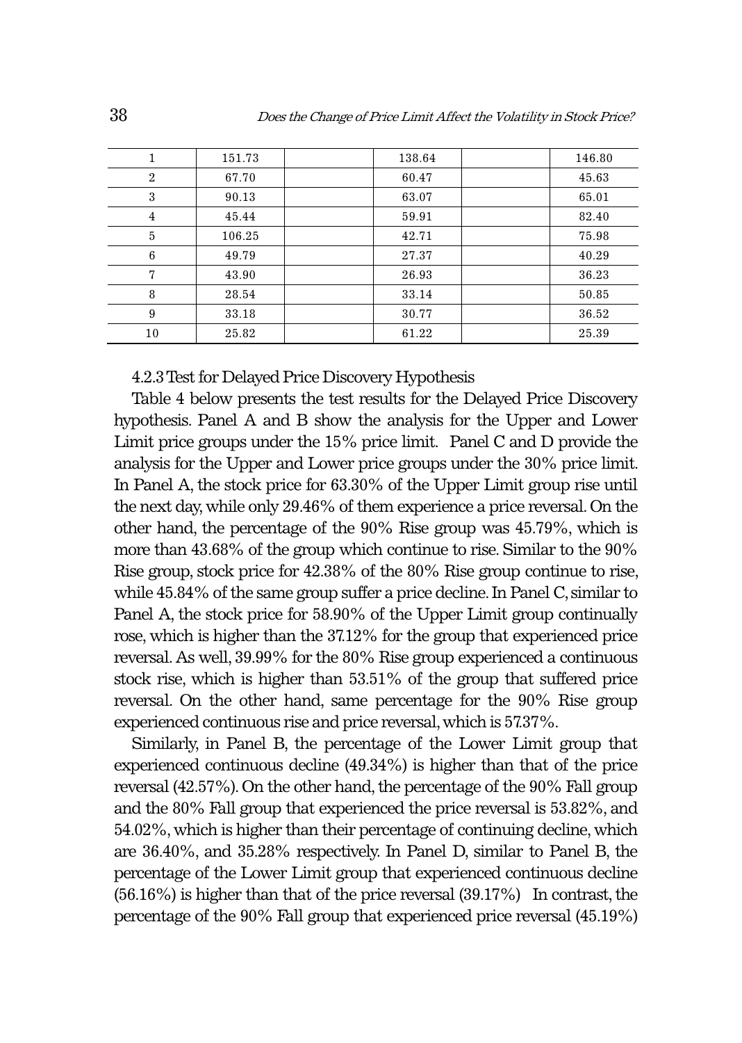| 1 | 151.73 | | 138.64 | | 146.80 |
|---|---|---|---|---|---|
| 2 | 67.70 | | 60.47 | | 45.63 |
| 3 | 90.13 | | 63.07 | | 65.01 |
| 4 | 45.44 | | 59.91 | | 82.40 |
| 5 | 106.25 | | 42.71 | | 75.98 |
| 6 | 49.79 | | 27.37 | | 40.29 |
| 7 | 43.90 | | 26.93 | | 36.23 |
| 8 | 28.54 | | 33.14 | | 50.85 |
| 9 | 33.18 | | 30.77 | | 36.52 |
| 10 | 25.82 | | 61.22 | | 25.39 |

4.2.3 Test for Delayed Price Discovery Hypothesis

Table 4 below presents the test results for the Delayed Price Discovery hypothesis. Panel A and B show the analysis for the Upper and Lower Limit price groups under the 15% price limit. Panel C and D provide the analysis for the Upper and Lower price groups under the 30% price limit. In Panel A, the stock price for 63.30% of the Upper Limit group rise until the next day, while only 29.46% of them experience a price reversal. On the other hand, the percentage of the 90% Rise group was 45.79%, which is more than 43.68% of the group which continue to rise. Similar to the 90% Rise group, stock price for 42.38% of the 80% Rise group continue to rise, while 45.84% of the same group suffer a price decline. In Panel C, similar to Panel A, the stock price for 58.90% of the Upper Limit group continually rose, which is higher than the 37.12% for the group that experienced price reversal. As well, 39.99% for the 80% Rise group experienced a continuous stock rise, which is higher than 53.51% of the group that suffered price reversal. On the other hand, same percentage for the 90% Rise group experienced continuous rise and price reversal, which is 57.37%.

Similarly, in Panel B, the percentage of the Lower Limit group that experienced continuous decline (49.34%) is higher than that of the price reversal (42.57%). On the other hand, the percentage of the 90% Fall group and the 80% Fall group that experienced the price reversal is 53.82%, and 54.02%, which is higher than their percentage of continuing decline, which are 36.40%, and 35.28% respectively. In Panel D, similar to Panel B, the percentage of the Lower Limit group that experienced continuous decline (56.16%) is higher than that of the price reversal (39.17%) In contrast, the percentage of the 90% Fall group that experienced price reversal (45.19%)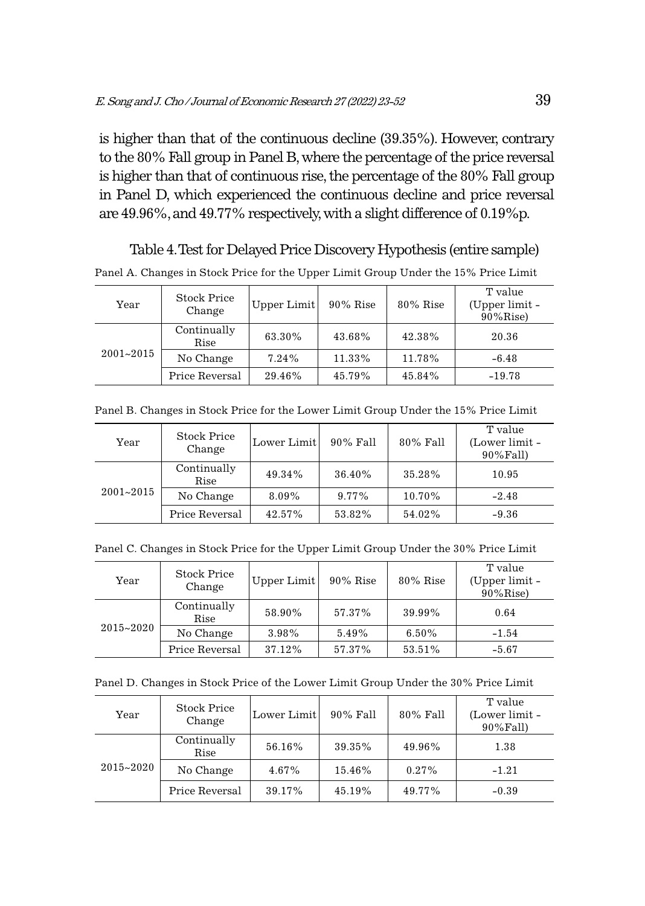is higher than that of the continuous decline (39.35%). However, contrary to the 80% Fall group in Panel B, where the percentage of the price reversal is higher than that of continuous rise, the percentage of the 80% Fall group in Panel D, which experienced the continuous decline and price reversal are 49.96%, and 49.77% respectively, with a slight difference of 0.19%p.

Table 4. Test for Delayed Price Discovery Hypothesis (entire sample)

Panel A. Changes in Stock Price for the Upper Limit Group Under the 15% Price Limit

| Year | Stock Price Change | Upper Limit | 90% Rise | 80% Rise | T value (Upper limit - 90%Rise) |
|---|---|---|---|---|---|
| 2001~2015 | Continually Rise | 63.30% | 43.68% | 42.38% | 20.36 |
| | No Change | 7.24% | 11.33% | 11.78% | -6.48 |
| | Price Reversal | 29.46% | 45.79% | 45.84% | -19.78 |

Panel B. Changes in Stock Price for the Lower Limit Group Under the 15% Price Limit

| Year | Stock Price Change | Lower Limit | 90% Fall | 80% Fall | T value (Lower limit - 90%Fall) |
|---|---|---|---|---|---|
| 2001~2015 | Continually Rise | 49.34% | 36.40% | 35.28% | 10.95 |
| | No Change | 8.09% | 9.77% | 10.70% | -2.48 |
| | Price Reversal | 42.57% | 53.82% | 54.02% | -9.36 |

Panel C. Changes in Stock Price for the Upper Limit Group Under the 30% Price Limit

| Year | Stock Price Change | Upper Limit | 90% Rise | 80% Rise | T value (Upper limit - 90%Rise) |
|---|---|---|---|---|---|
| 2015~2020 | Continually Rise | 58.90% | 57.37% | 39.99% | 0.64 |
| | No Change | 3.98% | 5.49% | 6.50% | -1.54 |
| | Price Reversal | 37.12% | 57.37% | 53.51% | -5.67 |

Panel D. Changes in Stock Price of the Lower Limit Group Under the 30% Price Limit

| Year | Stock Price Change | Lower Limit | 90% Fall | 80% Fall | T value (Lower limit - 90%Fall) |
|---|---|---|---|---|---|
| 2015~2020 | Continually Rise | 56.16% | 39.35% | 49.96% | 1.38 |
| | No Change | 4.67% | 15.46% | 0.27% | -1.21 |
| | Price Reversal | 39.17% | 45.19% | 49.77% | -0.39 |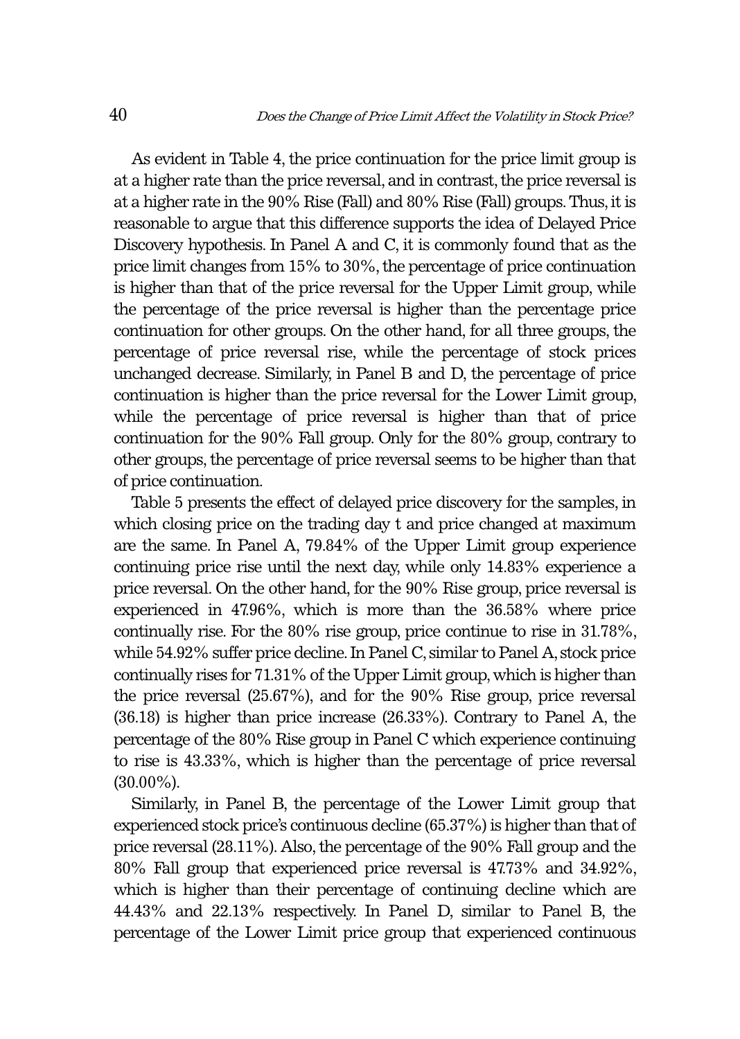As evident in Table 4, the price continuation for the price limit group is at a higher rate than the price reversal, and in contrast, the price reversal is at a higher rate in the 90% Rise (Fall) and 80% Rise (Fall) groups. Thus, it is reasonable to argue that this difference supports the idea of Delayed Price Discovery hypothesis. In Panel A and C, it is commonly found that as the price limit changes from 15% to 30%, the percentage of price continuation is higher than that of the price reversal for the Upper Limit group, while the percentage of the price reversal is higher than the percentage price continuation for other groups. On the other hand, for all three groups, the percentage of price reversal rise, while the percentage of stock prices unchanged decrease. Similarly, in Panel B and D, the percentage of price continuation is higher than the price reversal for the Lower Limit group, while the percentage of price reversal is higher than that of price continuation for the 90% Fall group. Only for the 80% group, contrary to other groups, the percentage of price reversal seems to be higher than that of price continuation.

Table 5 presents the effect of delayed price discovery for the samples, in which closing price on the trading day t and price changed at maximum are the same. In Panel A, 79.84% of the Upper Limit group experience continuing price rise until the next day, while only 14.83% experience a price reversal. On the other hand, for the 90% Rise group, price reversal is experienced in 47.96%, which is more than the 36.58% where price continually rise. For the 80% rise group, price continue to rise in 31.78%, while 54.92% suffer price decline. In Panel C, similar to Panel A, stock price continually rises for 71.31% of the Upper Limit group, which is higher than the price reversal (25.67%), and for the 90% Rise group, price reversal (36.18) is higher than price increase (26.33%). Contrary to Panel A, the percentage of the 80% Rise group in Panel C which experience continuing to rise is 43.33%, which is higher than the percentage of price reversal (30.00%).

Similarly, in Panel B, the percentage of the Lower Limit group that experienced stock price's continuous decline (65.37%) is higher than that of price reversal (28.11%). Also, the percentage of the 90% Fall group and the 80% Fall group that experienced price reversal is 47.73% and 34.92%, which is higher than their percentage of continuing decline which are 44.43% and 22.13% respectively. In Panel D, similar to Panel B, the percentage of the Lower Limit price group that experienced continuous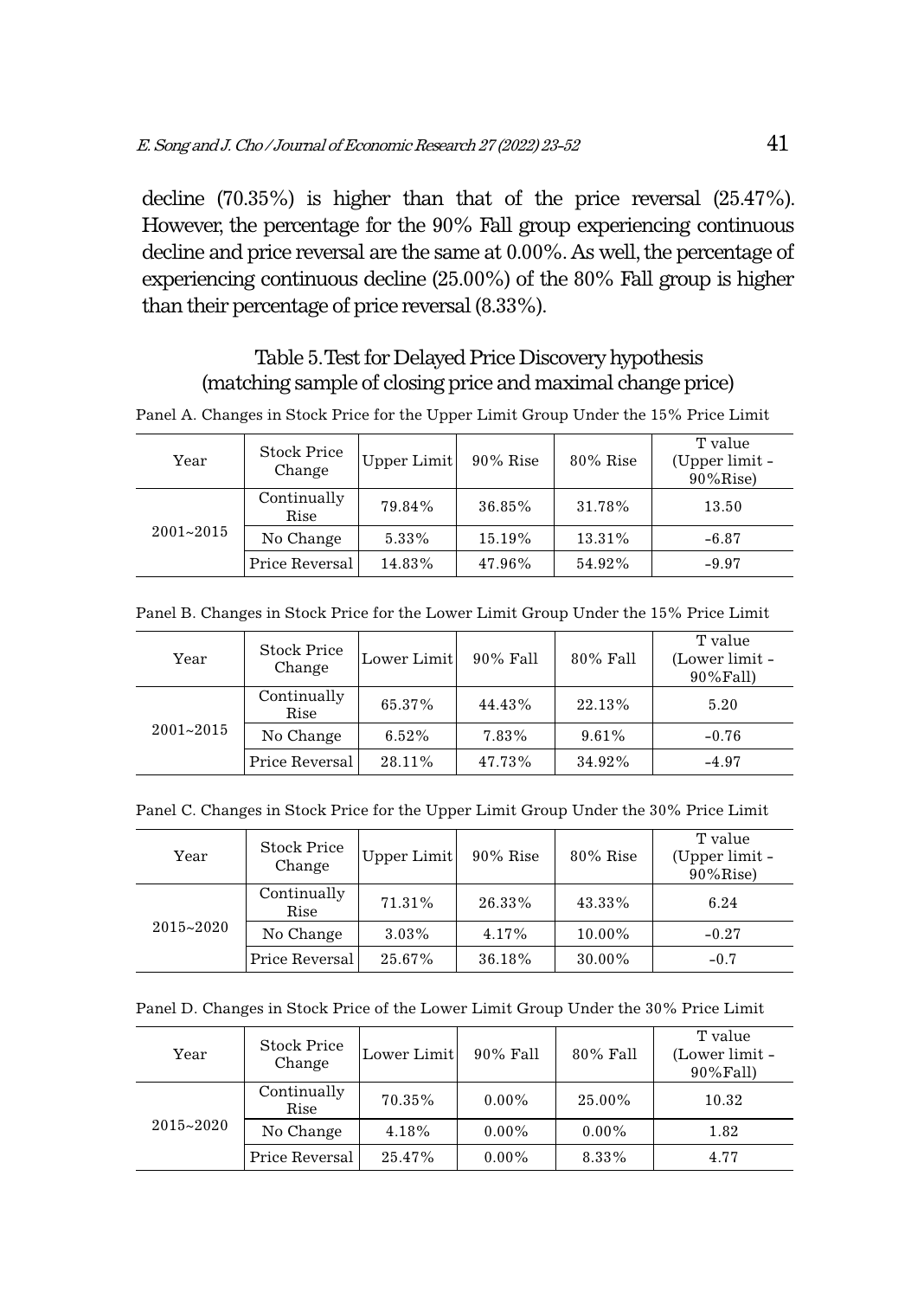decline (70.35%) is higher than that of the price reversal (25.47%). However, the percentage for the 90% Fall group experiencing continuous decline and price reversal are the same at 0.00%. As well, the percentage of experiencing continuous decline (25.00%) of the 80% Fall group is higher than their percentage of price reversal (8.33%).

Table 5. Test for Delayed Price Discovery hypothesis (matching sample of closing price and maximal change price)

Panel A. Changes in Stock Price for the Upper Limit Group Under the 15% Price Limit

| Year | Stock Price Change | Upper Limit | 90% Rise | 80% Rise | T value (Upper limit - 90%Rise) |
|---|---|---|---|---|---|
| 2001~2015 | Continually Rise | 79.84% | 36.85% | 31.78% | 13.50 |
| | No Change | 5.33% | 15.19% | 13.31% | -6.87 |
| | Price Reversal | 14.83% | 47.96% | 54.92% | -9.97 |

Panel B. Changes in Stock Price for the Lower Limit Group Under the 15% Price Limit

| Year | Stock Price Change | Lower Limit | 90% Fall | 80% Fall | T value (Lower limit - 90%Fall) |
|---|---|---|---|---|---|
| 2001~2015 | Continually Rise | 65.37% | 44.43% | 22.13% | 5.20 |
| | No Change | 6.52% | 7.83% | 9.61% | -0.76 |
| | Price Reversal | 28.11% | 47.73% | 34.92% | -4.97 |

Panel C. Changes in Stock Price for the Upper Limit Group Under the 30% Price Limit

| Year | Stock Price Change | Upper Limit | 90% Rise | 80% Rise | T value (Upper limit - 90%Rise) |
|---|---|---|---|---|---|
| 2015~2020 | Continually Rise | 71.31% | 26.33% | 43.33% | 6.24 |
| | No Change | 3.03% | 4.17% | 10.00% | -0.27 |
| | Price Reversal | 25.67% | 36.18% | 30.00% | -0.7 |

Panel D. Changes in Stock Price of the Lower Limit Group Under the 30% Price Limit

| Year | Stock Price Change | Lower Limit | 90% Fall | 80% Fall | T value (Lower limit - 90%Fall) |
|---|---|---|---|---|---|
| 2015~2020 | Continually Rise | 70.35% | 0.00% | 25.00% | 10.32 |
| | No Change | 4.18% | 0.00% | 0.00% | 1.82 |
| | Price Reversal | 25.47% | 0.00% | 8.33% | 4.77 |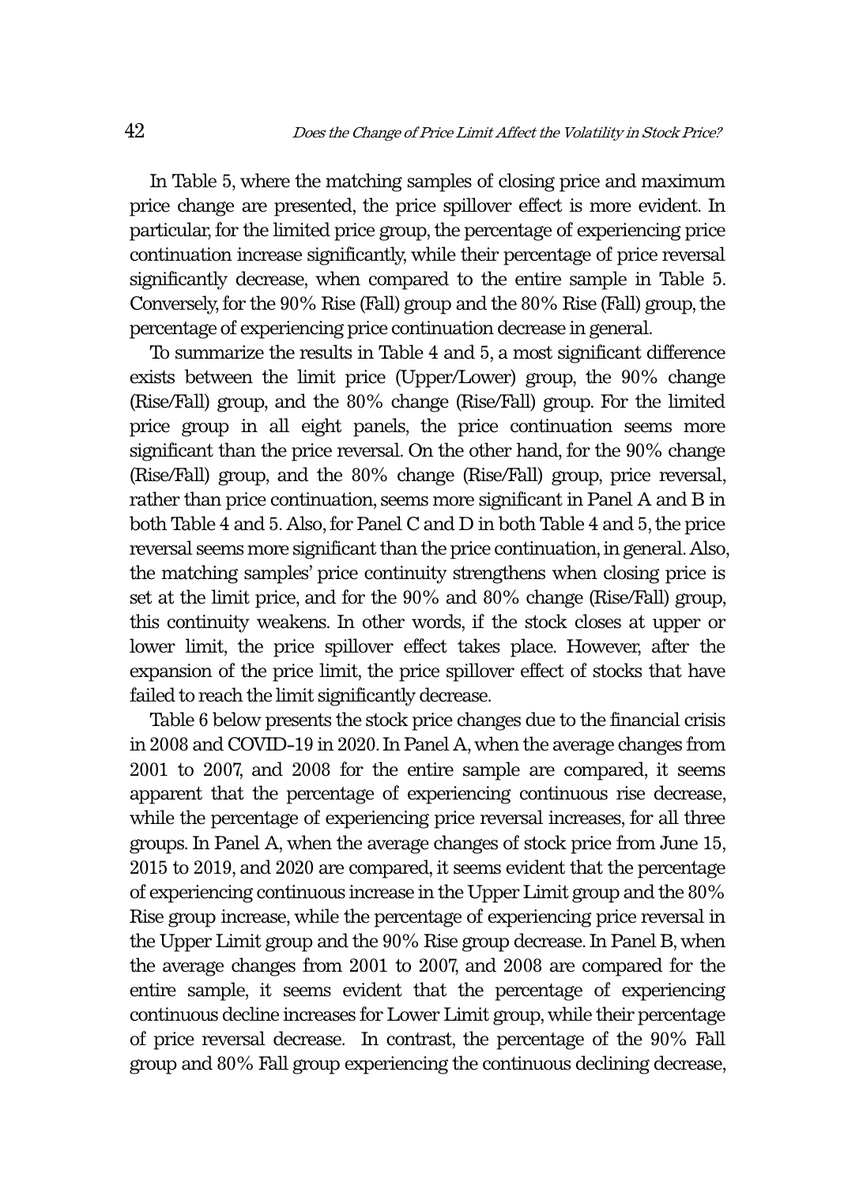In Table 5, where the matching samples of closing price and maximum price change are presented, the price spillover effect is more evident. In particular, for the limited price group, the percentage of experiencing price continuation increase significantly, while their percentage of price reversal significantly decrease, when compared to the entire sample in Table 5. Conversely, for the 90% Rise (Fall) group and the 80% Rise (Fall) group, the percentage of experiencing price continuation decrease in general.

To summarize the results in Table 4 and 5, a most significant difference exists between the limit price (Upper/Lower) group, the 90% change (Rise/Fall) group, and the 80% change (Rise/Fall) group. For the limited price group in all eight panels, the price continuation seems more significant than the price reversal. On the other hand, for the 90% change (Rise/Fall) group, and the 80% change (Rise/Fall) group, price reversal, rather than price continuation, seems more significant in Panel A and B in both Table 4 and 5. Also, for Panel C and D in both Table 4 and 5, the price reversal seems more significant than the price continuation, in general. Also, the matching samples' price continuity strengthens when closing price is set at the limit price, and for the 90% and 80% change (Rise/Fall) group, this continuity weakens. In other words, if the stock closes at upper or lower limit, the price spillover effect takes place. However, after the expansion of the price limit, the price spillover effect of stocks that have failed to reach the limit significantly decrease.

Table 6 below presents the stock price changes due to the financial crisis in 2008 and COVID-19 in 2020. In Panel A, when the average changes from 2001 to 2007, and 2008 for the entire sample are compared, it seems apparent that the percentage of experiencing continuous rise decrease, while the percentage of experiencing price reversal increases, for all three groups. In Panel A, when the average changes of stock price from June 15, 2015 to 2019, and 2020 are compared, it seems evident that the percentage of experiencing continuous increase in the Upper Limit group and the 80% Rise group increase, while the percentage of experiencing price reversal in the Upper Limit group and the 90% Rise group decrease. In Panel B, when the average changes from 2001 to 2007, and 2008 are compared for the entire sample, it seems evident that the percentage of experiencing continuous decline increases for Lower Limit group, while their percentage of price reversal decrease. In contrast, the percentage of the 90% Fall group and 80% Fall group experiencing the continuous declining decrease,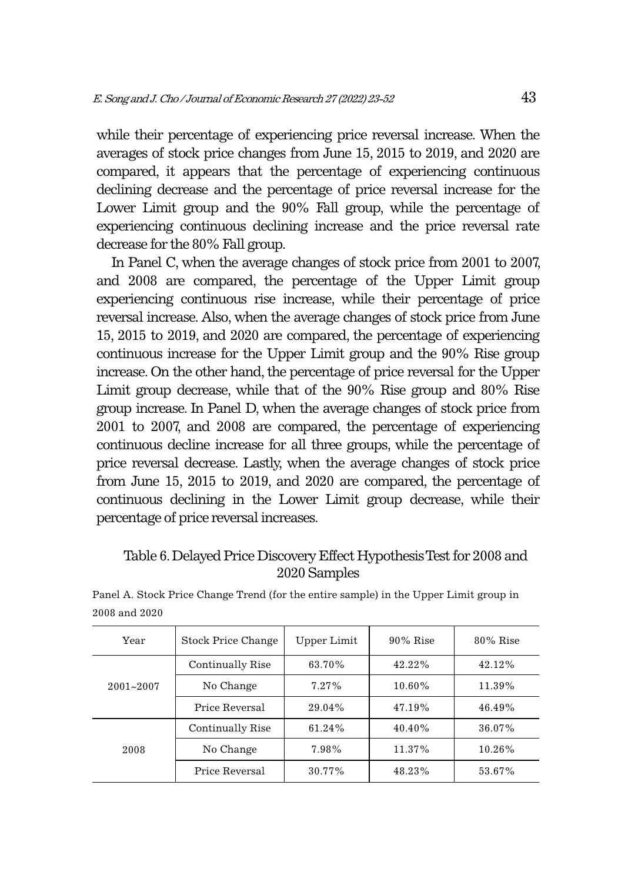while their percentage of experiencing price reversal increase. When the averages of stock price changes from June 15, 2015 to 2019, and 2020 are compared, it appears that the percentage of experiencing continuous declining decrease and the percentage of price reversal increase for the Lower Limit group and the 90% Fall group, while the percentage of experiencing continuous declining increase and the price reversal rate decrease for the 80% Fall group.

In Panel C, when the average changes of stock price from 2001 to 2007, and 2008 are compared, the percentage of the Upper Limit group experiencing continuous rise increase, while their percentage of price reversal increase. Also, when the average changes of stock price from June 15, 2015 to 2019, and 2020 are compared, the percentage of experiencing continuous increase for the Upper Limit group and the 90% Rise group increase. On the other hand, the percentage of price reversal for the Upper Limit group decrease, while that of the 90% Rise group and 80% Rise group increase. In Panel D, when the average changes of stock price from 2001 to 2007, and 2008 are compared, the percentage of experiencing continuous decline increase for all three groups, while the percentage of price reversal decrease. Lastly, when the average changes of stock price from June 15, 2015 to 2019, and 2020 are compared, the percentage of continuous declining in the Lower Limit group decrease, while their percentage of price reversal increases.

Table 6. Delayed Price Discovery Effect Hypothesis Test for 2008 and 2020 Samples

Panel A. Stock Price Change Trend (for the entire sample) in the Upper Limit group in 2008 and 2020

| Year | Stock Price Change | Upper Limit | 90% Rise | 80% Rise |
|---|---|---|---|---|
| 2001~2007 | Continually Rise | 63.70% | 42.22% | 42.12% |
| | No Change | 7.27% | 10.60% | 11.39% |
| | Price Reversal | 29.04% | 47.19% | 46.49% |
| 2008 | Continually Rise | 61.24% | 40.40% | 36.07% |
| | No Change | 7.98% | 11.37% | 10.26% |
| | Price Reversal | 30.77% | 48.23% | 53.67% |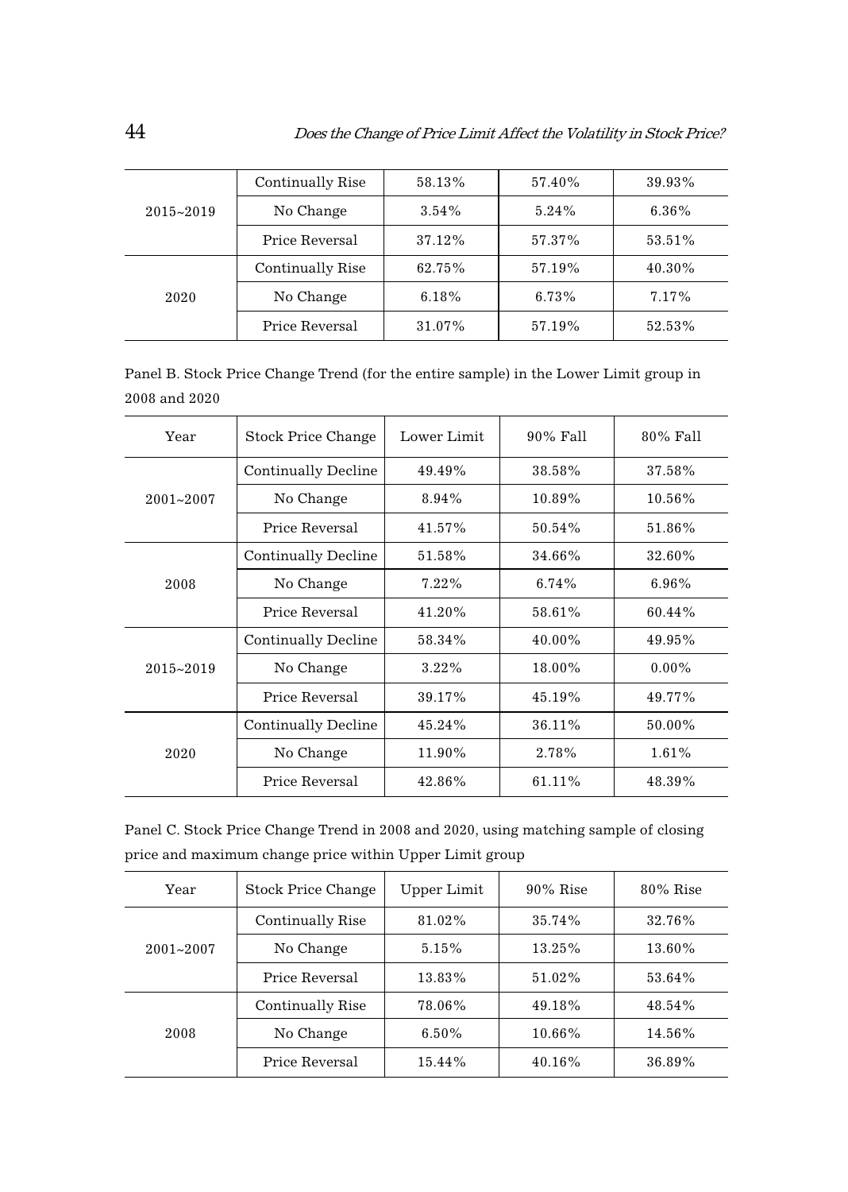| | | | | |
|---|---|---|---|---|
| 2015~2019 | Continually Rise | 58.13% | 57.40% | 39.93% |
| | No Change | 3.54% | 5.24% | 6.36% |
| | Price Reversal | 37.12% | 57.37% | 53.51% |
| 2020 | Continually Rise | 62.75% | 57.19% | 40.30% |
| | No Change | 6.18% | 6.73% | 7.17% |
| | Price Reversal | 31.07% | 57.19% | 52.53% |

Panel B. Stock Price Change Trend (for the entire sample) in the Lower Limit group in 2008 and 2020

| Year | Stock Price Change | Lower Limit | 90% Fall | 80% Fall |
|---|---|---|---|---|
| 2001~2007 | Continually Decline | 49.49% | 38.58% | 37.58% |
| | No Change | 8.94% | 10.89% | 10.56% |
| | Price Reversal | 41.57% | 50.54% | 51.86% |
| 2008 | Continually Decline | 51.58% | 34.66% | 32.60% |
| | No Change | 7.22% | 6.74% | 6.96% |
| | Price Reversal | 41.20% | 58.61% | 60.44% |
| 2015~2019 | Continually Decline | 58.34% | 40.00% | 49.95% |
| | No Change | 3.22% | 18.00% | 0.00% |
| | Price Reversal | 39.17% | 45.19% | 49.77% |
| 2020 | Continually Decline | 45.24% | 36.11% | 50.00% |
| | No Change | 11.90% | 2.78% | 1.61% |
| | Price Reversal | 42.86% | 61.11% | 48.39% |

Panel C. Stock Price Change Trend in 2008 and 2020, using matching sample of closing price and maximum change price within Upper Limit group

| Year | Stock Price Change | Upper Limit | 90% Rise | 80% Rise |
|---|---|---|---|---|
| 2001~2007 | Continually Rise | 81.02% | 35.74% | 32.76% |
| | No Change | 5.15% | 13.25% | 13.60% |
| | Price Reversal | 13.83% | 51.02% | 53.64% |
| 2008 | Continually Rise | 78.06% | 49.18% | 48.54% |
| | No Change | 6.50% | 10.66% | 14.56% |
| | Price Reversal | 15.44% | 40.16% | 36.89% |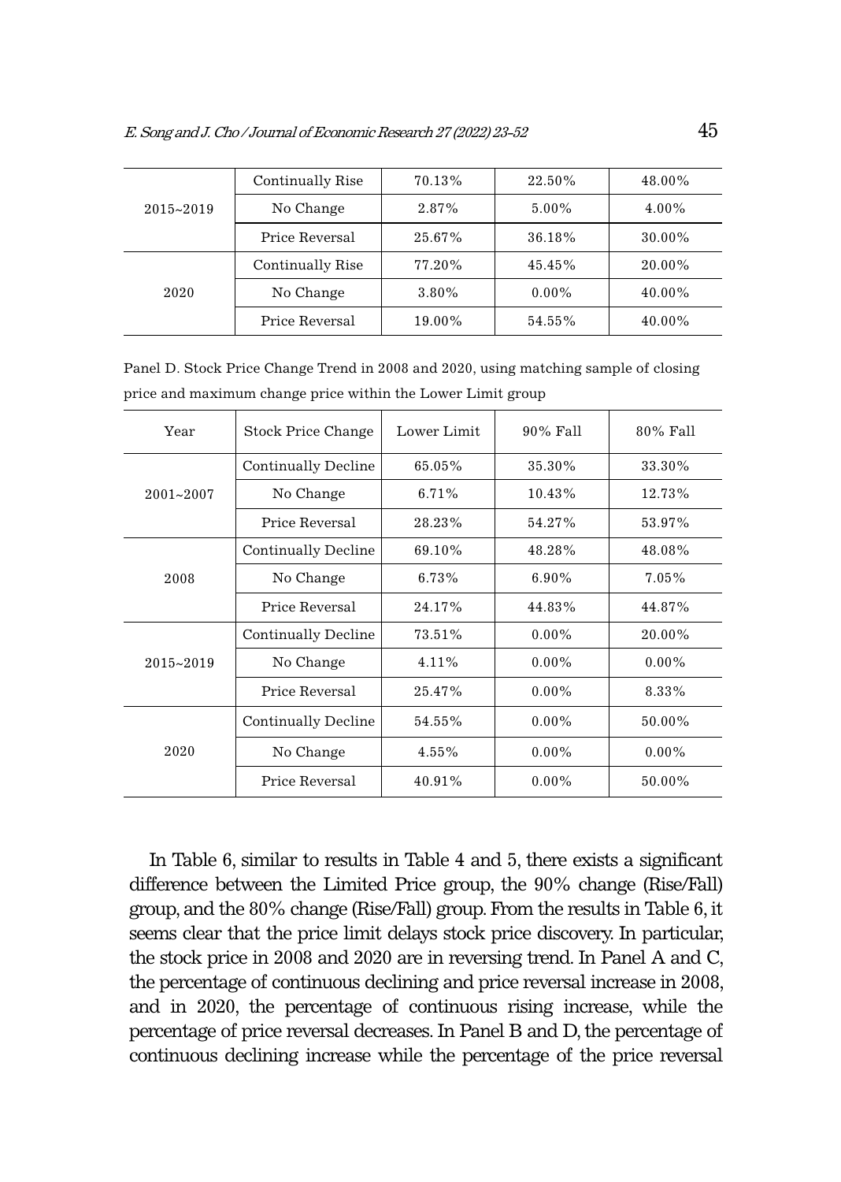| | | | | |
|---|---|---|---|---|
| 2015~2019 | Continually Rise | 70.13% | 22.50% | 48.00% |
| | No Change | 2.87% | 5.00% | 4.00% |
| | Price Reversal | 25.67% | 36.18% | 30.00% |
| 2020 | Continually Rise | 77.20% | 45.45% | 20.00% |
| | No Change | 3.80% | 0.00% | 40.00% |
| | Price Reversal | 19.00% | 54.55% | 40.00% |

Panel D. Stock Price Change Trend in 2008 and 2020, using matching sample of closing price and maximum change price within the Lower Limit group

| Year | Stock Price Change | Lower Limit | 90% Fall | 80% Fall |
|---|---|---|---|---|
| 2001~2007 | Continually Decline | 65.05% | 35.30% | 33.30% |
| | No Change | 6.71% | 10.43% | 12.73% |
| | Price Reversal | 28.23% | 54.27% | 53.97% |
| 2008 | Continually Decline | 69.10% | 48.28% | 48.08% |
| | No Change | 6.73% | 6.90% | 7.05% |
| | Price Reversal | 24.17% | 44.83% | 44.87% |
| 2015~2019 | Continually Decline | 73.51% | 0.00% | 20.00% |
| | No Change | 4.11% | 0.00% | 0.00% |
| | Price Reversal | 25.47% | 0.00% | 8.33% |
| 2020 | Continually Decline | 54.55% | 0.00% | 50.00% |
| | No Change | 4.55% | 0.00% | 0.00% |
| | Price Reversal | 40.91% | 0.00% | 50.00% |

In Table 6, similar to results in Table 4 and 5, there exists a significant difference between the Limited Price group, the 90% change (Rise/Fall) group, and the 80% change (Rise/Fall) group. From the results in Table 6, it seems clear that the price limit delays stock price discovery. In particular, the stock price in 2008 and 2020 are in reversing trend. In Panel A and C, the percentage of continuous declining and price reversal increase in 2008, and in 2020, the percentage of continuous rising increase, while the percentage of price reversal decreases. In Panel B and D, the percentage of continuous declining increase while the percentage of the price reversal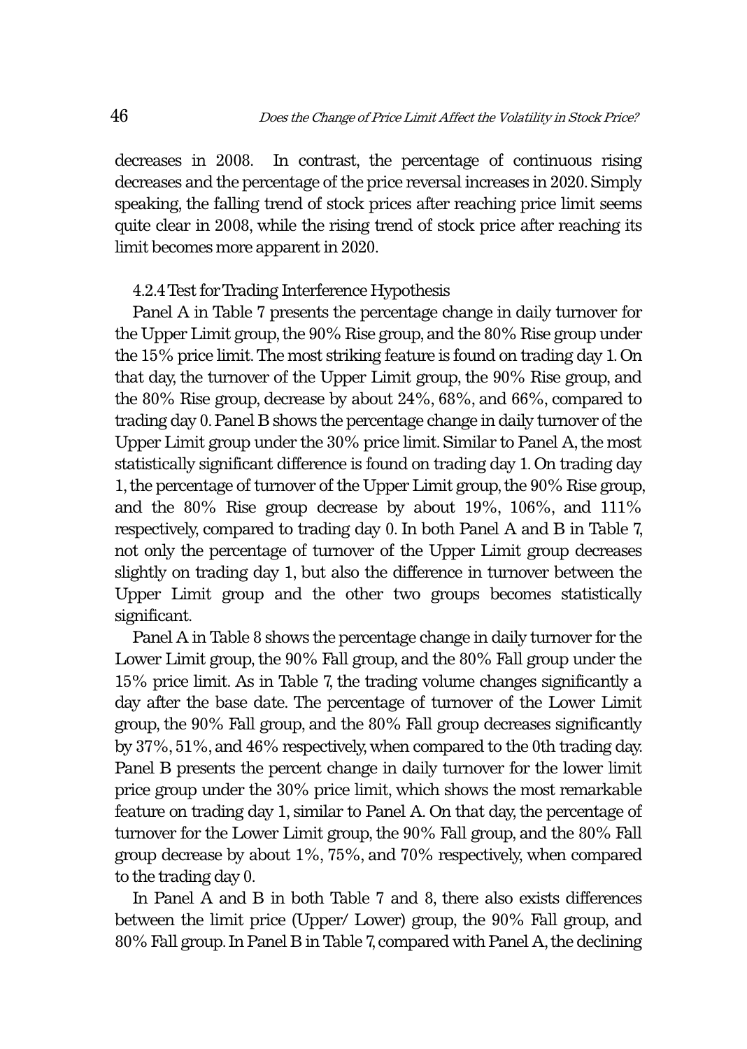decreases in 2008. In contrast, the percentage of continuous rising decreases and the percentage of the price reversal increases in 2020. Simply speaking, the falling trend of stock prices after reaching price limit seems quite clear in 2008, while the rising trend of stock price after reaching its limit becomes more apparent in 2020.

#### 4.2.4 Test for Trading Interference Hypothesis

Panel A in Table 7 presents the percentage change in daily turnover for the Upper Limit group, the 90% Rise group, and the 80% Rise group under the 15% price limit. The most striking feature is found on trading day 1. On that day, the turnover of the Upper Limit group, the 90% Rise group, and the 80% Rise group, decrease by about 24%, 68%, and 66%, compared to trading day 0. Panel B shows the percentage change in daily turnover of the Upper Limit group under the 30% price limit. Similar to Panel A, the most statistically significant difference is found on trading day 1. On trading day 1, the percentage of turnover of the Upper Limit group, the 90% Rise group, and the 80% Rise group decrease by about 19%, 106%, and 111% respectively, compared to trading day 0. In both Panel A and B in Table 7, not only the percentage of turnover of the Upper Limit group decreases slightly on trading day 1, but also the difference in turnover between the Upper Limit group and the other two groups becomes statistically significant.

Panel A in Table 8 shows the percentage change in daily turnover for the Lower Limit group, the 90% Fall group, and the 80% Fall group under the 15% price limit. As in Table 7, the trading volume changes significantly a day after the base date. The percentage of turnover of the Lower Limit group, the 90% Fall group, and the 80% Fall group decreases significantly by 37%, 51%, and 46% respectively, when compared to the 0th trading day. Panel B presents the percent change in daily turnover for the lower limit price group under the 30% price limit, which shows the most remarkable feature on trading day 1, similar to Panel A. On that day, the percentage of turnover for the Lower Limit group, the 90% Fall group, and the 80% Fall group decrease by about 1%, 75%, and 70% respectively, when compared to the trading day 0.

In Panel A and B in both Table 7 and 8, there also exists differences between the limit price (Upper/ Lower) group, the 90% Fall group, and 80% Fall group. In Panel B in Table 7, compared with Panel A, the declining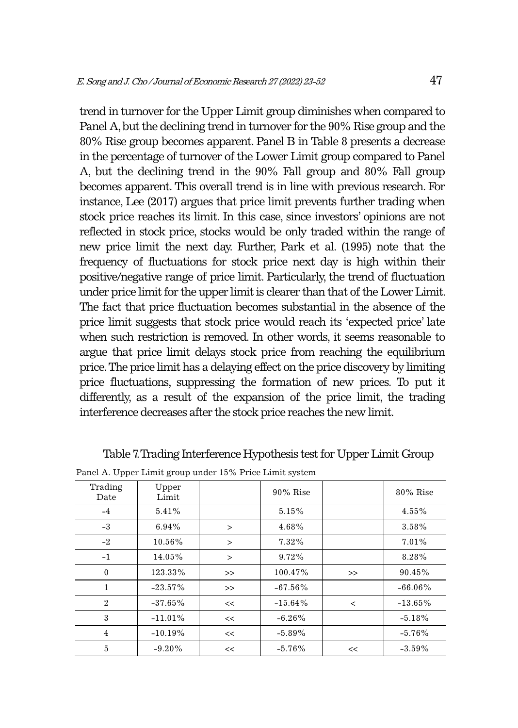trend in turnover for the Upper Limit group diminishes when compared to Panel A, but the declining trend in turnover for the 90% Rise group and the 80% Rise group becomes apparent. Panel B in Table 8 presents a decrease in the percentage of turnover of the Lower Limit group compared to Panel A, but the declining trend in the 90% Fall group and 80% Fall group becomes apparent. This overall trend is in line with previous research. For instance, Lee (2017) argues that price limit prevents further trading when stock price reaches its limit. In this case, since investors' opinions are not reflected in stock price, stocks would be only traded within the range of new price limit the next day. Further, Park et al. (1995) note that the frequency of fluctuations for stock price next day is high within their positive/negative range of price limit. Particularly, the trend of fluctuation under price limit for the upper limit is clearer than that of the Lower Limit. The fact that price fluctuation becomes substantial in the absence of the price limit suggests that stock price would reach its 'expected price' late when such restriction is removed. In other words, it seems reasonable to argue that price limit delays stock price from reaching the equilibrium price. The price limit has a delaying effect on the price discovery by limiting price fluctuations, suppressing the formation of new prices. To put it differently, as a result of the expansion of the price limit, the trading interference decreases after the stock price reaches the new limit.

Table 7. Trading Interference Hypothesis test for Upper Limit Group

Panel A. Upper Limit group under 15% Price Limit system

| Trading Date | Upper Limit | | 90% Rise | | 80% Rise |
|---|---|---|---|---|---|
| -4 | 5.41% | | 5.15% | | 4.55% |
| -3 | 6.94% | > | 4.68% | | 3.58% |
| -2 | 10.56% | > | 7.32% | | 7.01% |
| -1 | 14.05% | > | 9.72% | | 8.28% |
| 0 | 123.33% | >> | 100.47% | >> | 90.45% |
| 1 | -23.57% | >> | -67.56% | | -66.06% |
| 2 | -37.65% | << | -15.64% | < | -13.65% |
| 3 | -11.01% | << | -6.26% | | -5.18% |
| 4 | -10.19% | << | -5.89% | | -5.76% |
| 5 | -9.20% | << | -5.76% | << | -3.59% |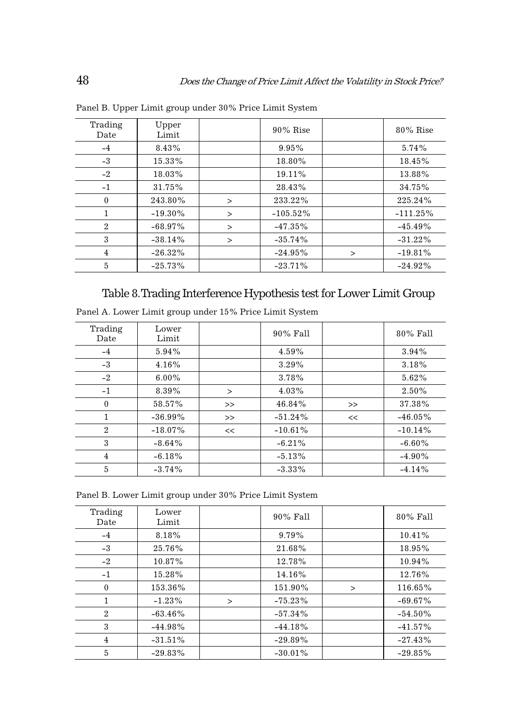Panel B. Upper Limit group under 30% Price Limit System

| Trading Date | Upper Limit | | 90% Rise | | 80% Rise |
|---|---|---|---|---|---|
| -4 | 8.43% | | 9.95% | | 5.74% |
| -3 | 15.33% | | 18.80% | | 18.45% |
| -2 | 18.03% | | 19.11% | | 13.88% |
| -1 | 31.75% | | 28.43% | | 34.75% |
| 0 | 243.80% | > | 233.22% | | 225.24% |
| 1 | -19.30% | > | -105.52% | | -111.25% |
| 2 | -68.97% | > | -47.35% | | -45.49% |
| 3 | -38.14% | > | -35.74% | | -31.22% |
| 4 | -26.32% | | -24.95% | > | -19.81% |
| 5 | -25.73% | | -23.71% | | -24.92% |

## Table 8. Trading Interference Hypothesis test for Lower Limit Group

Panel A. Lower Limit group under 15% Price Limit System

| Trading Date | Lower Limit | | 90% Fall | | 80% Fall |
|---|---|---|---|---|---|
| -4 | 5.94% | | 4.59% | | 3.94% |
| -3 | 4.16% | | 3.29% | | 3.18% |
| -2 | 6.00% | | 3.78% | | 5.62% |
| -1 | 8.39% | > | 4.03% | | 2.50% |
| 0 | 58.57% | >> | 46.84% | >> | 37.38% |
| 1 | -36.99% | >> | -51.24% | << | -46.05% |
| 2 | -18.07% | << | -10.61% | | -10.14% |
| 3 | -8.64% | | -6.21% | | -6.60% |
| 4 | -6.18% | | -5.13% | | -4.90% |
| 5 | -3.74% | | -3.33% | | -4.14% |

Panel B. Lower Limit group under 30% Price Limit System

| Trading Date | Lower Limit | | 90% Fall | | 80% Fall |
|---|---|---|---|---|---|
| -4 | 8.18% | | 9.79% | | 10.41% |
| -3 | 25.76% | | 21.68% | | 18.95% |
| -2 | 10.87% | | 12.78% | | 10.94% |
| -1 | 15.28% | | 14.16% | | 12.76% |
| 0 | 153.36% | | 151.90% | > | 116.65% |
| 1 | -1.23% | > | -75.23% | | -69.67% |
| 2 | -63.46% | | -57.34% | | -54.50% |
| 3 | -44.98% | | -44.18% | | -41.57% |
| 4 | -31.51% | | -29.89% | | -27.43% |
| 5 | -29.83% | | -30.01% | | -29.85% |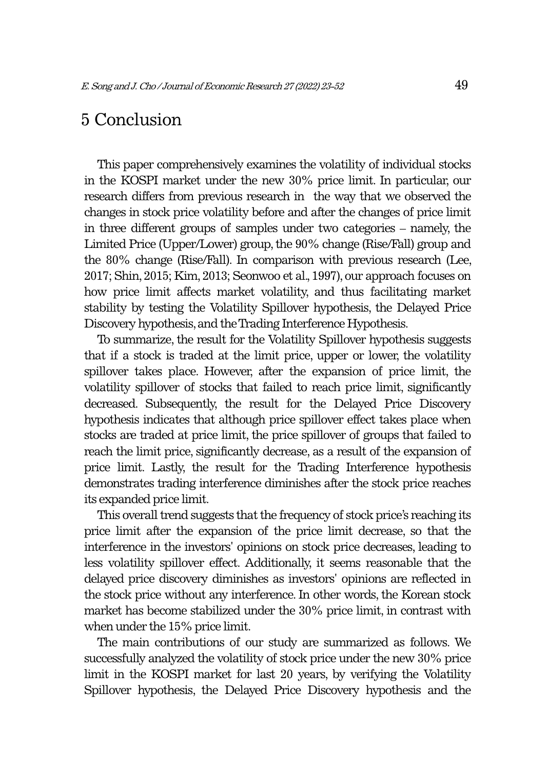# 5 Conclusion

This paper comprehensively examines the volatility of individual stocks in the KOSPI market under the new 30% price limit. In particular, our research differs from previous research in the way that we observed the changes in stock price volatility before and after the changes of price limit in three different groups of samples under two categories – namely, the Limited Price (Upper/Lower) group, the 90% change (Rise/Fall) group and the 80% change (Rise/Fall). In comparison with previous research (Lee, 2017; Shin, 2015; Kim, 2013; Seonwoo et al., 1997), our approach focuses on how price limit affects market volatility, and thus facilitating market stability by testing the Volatility Spillover hypothesis, the Delayed Price Discovery hypothesis, and the Trading Interference Hypothesis.

To summarize, the result for the Volatility Spillover hypothesis suggests that if a stock is traded at the limit price, upper or lower, the volatility spillover takes place. However, after the expansion of price limit, the volatility spillover of stocks that failed to reach price limit, significantly decreased. Subsequently, the result for the Delayed Price Discovery hypothesis indicates that although price spillover effect takes place when stocks are traded at price limit, the price spillover of groups that failed to reach the limit price, significantly decrease, as a result of the expansion of price limit. Lastly, the result for the Trading Interference hypothesis demonstrates trading interference diminishes after the stock price reaches its expanded price limit.

This overall trend suggests that the frequency of stock price's reaching its price limit after the expansion of the price limit decrease, so that the interference in the investors' opinions on stock price decreases, leading to less volatility spillover effect. Additionally, it seems reasonable that the delayed price discovery diminishes as investors' opinions are reflected in the stock price without any interference. In other words, the Korean stock market has become stabilized under the 30% price limit, in contrast with when under the 15% price limit.

The main contributions of our study are summarized as follows. We successfully analyzed the volatility of stock price under the new 30% price limit in the KOSPI market for last 20 years, by verifying the Volatility Spillover hypothesis, the Delayed Price Discovery hypothesis and the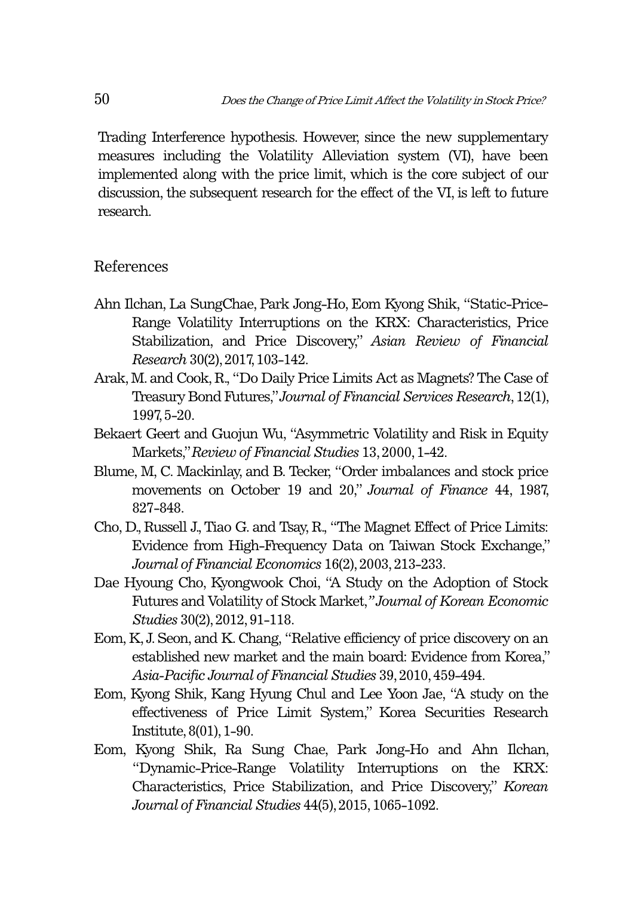Trading Interference hypothesis. However, since the new supplementary measures including the Volatility Alleviation system (VI), have been implemented along with the price limit, which is the core subject of our discussion, the subsequent research for the effect of the VI, is left to future research.

## References

Ahn Ilchan, La SungChae, Park Jong-Ho, Eom Kyong Shik, "Static-Price-Range Volatility Interruptions on the KRX: Characteristics, Price Stabilization, and Price Discovery," *Asian Review of Financial Research* 30(2), 2017, 103-142.

Arak, M. and Cook, R., "Do Daily Price Limits Act as Magnets? The Case of Treasury Bond Futures," *Journal of Financial Services Research*, 12(1), 1997, 5-20.

Bekaert Geert and Guojun Wu, "Asymmetric Volatility and Risk in Equity Markets," *Review of Financial Studies* 13, 2000, 1-42.

Blume, M, C. Mackinlay, and B. Tecker, "Order imbalances and stock price movements on October 19 and 20," *Journal of Finance* 44, 1987, 827-848.

Cho, D., Russell J., Tiao G. and Tsay, R., "The Magnet Effect of Price Limits: Evidence from High-Frequency Data on Taiwan Stock Exchange," *Journal of Financial Economics* 16(2), 2003, 213-233.

Dae Hyoung Cho, Kyongwook Choi, "A Study on the Adoption of Stock Futures and Volatility of Stock Market," *Journal of Korean Economic Studies* 30(2), 2012, 91-118.

Eom, K, J. Seon, and K. Chang, "Relative efficiency of price discovery on an established new market and the main board: Evidence from Korea," *Asia-Pacific Journal of Financial Studies* 39, 2010, 459-494.

Eom, Kyong Shik, Kang Hyung Chul and Lee Yoon Jae, "A study on the effectiveness of Price Limit System," Korea Securities Research Institute, 8(01), 1-90.

Eom, Kyong Shik, Ra Sung Chae, Park Jong-Ho and Ahn Ilchan, "Dynamic-Price-Range Volatility Interruptions on the KRX: Characteristics, Price Stabilization, and Price Discovery," *Korean Journal of Financial Studies* 44(5), 2015, 1065-1092.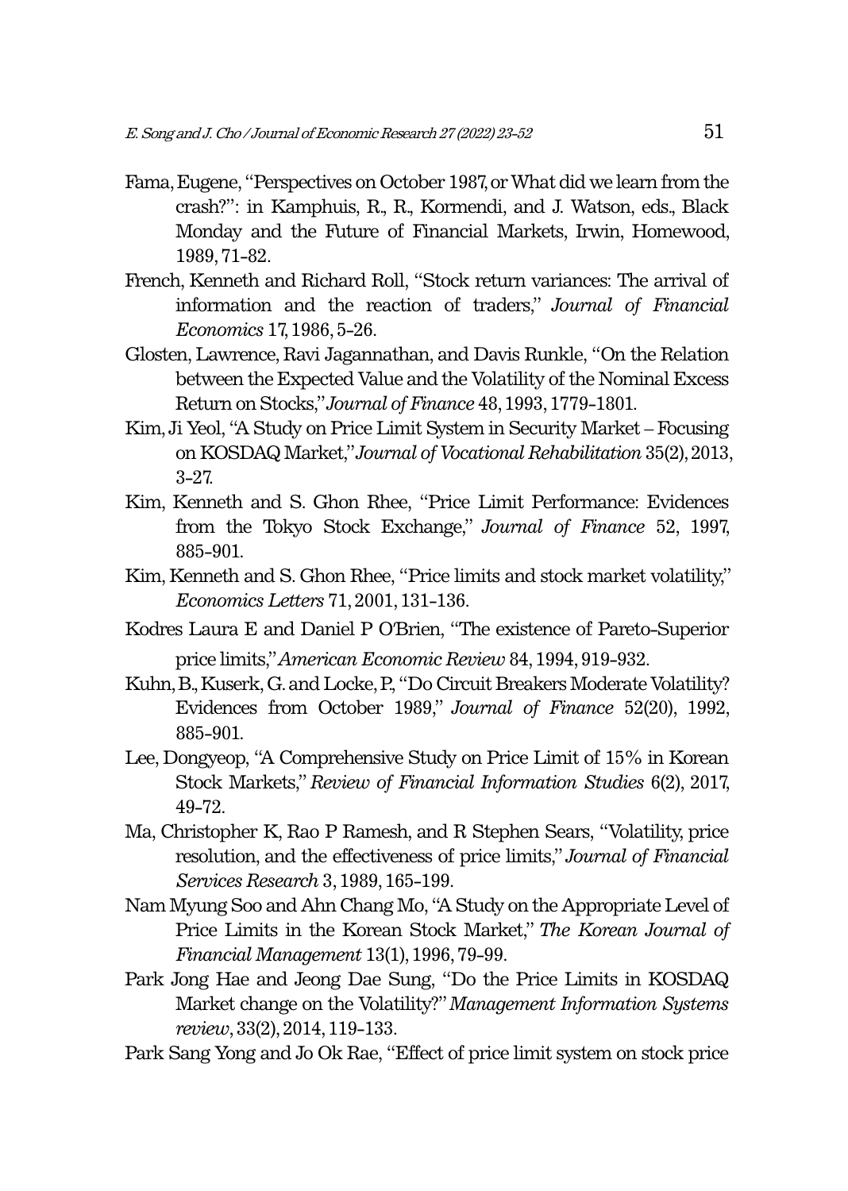Fama, Eugene, "Perspectives on October 1987, or What did we learn from the crash?": in Kamphuis, R., R., Kormendi, and J. Watson, eds., Black Monday and the Future of Financial Markets, Irwin, Homewood, 1989, 71-82.

French, Kenneth and Richard Roll, "Stock return variances: The arrival of information and the reaction of traders," *Journal of Financial Economics* 17, 1986, 5-26.

Glosten, Lawrence, Ravi Jagannathan, and Davis Runkle, "On the Relation between the Expected Value and the Volatility of the Nominal Excess Return on Stocks," *Journal of Finance* 48, 1993, 1779-1801.

Kim, Ji Yeol, "A Study on Price Limit System in Security Market – Focusing on KOSDAQ Market," *Journal of Vocational Rehabilitation* 35(2), 2013, 3-27.

Kim, Kenneth and S. Ghon Rhee, "Price Limit Performance: Evidences from the Tokyo Stock Exchange," *Journal of Finance* 52, 1997, 885-901.

Kim, Kenneth and S. Ghon Rhee, "Price limits and stock market volatility," *Economics Letters* 71, 2001, 131-136.

Kodres Laura E and Daniel P O'Brien, "The existence of Pareto-Superior price limits," *American Economic Review* 84, 1994, 919-932.

Kuhn, B., Kuserk, G. and Locke, P., "Do Circuit Breakers Moderate Volatility? Evidences from October 1989," *Journal of Finance* 52(20), 1992, 885-901.

Lee, Dongyeop, "A Comprehensive Study on Price Limit of 15% in Korean Stock Markets," *Review of Financial Information Studies* 6(2), 2017, 49-72.

Ma, Christopher K, Rao P Ramesh, and R Stephen Sears, "Volatility, price resolution, and the effectiveness of price limits," *Journal of Financial Services Research* 3, 1989, 165-199.

Nam Myung Soo and Ahn Chang Mo, "A Study on the Appropriate Level of Price Limits in the Korean Stock Market," *The Korean Journal of Financial Management* 13(1), 1996, 79-99.

Park Jong Hae and Jeong Dae Sung, "Do the Price Limits in KOSDAQ Market change on the Volatility?" *Management Information Systems review*, 33(2), 2014, 119-133.

Park Sang Yong and Jo Ok Rae, "Effect of price limit system on stock price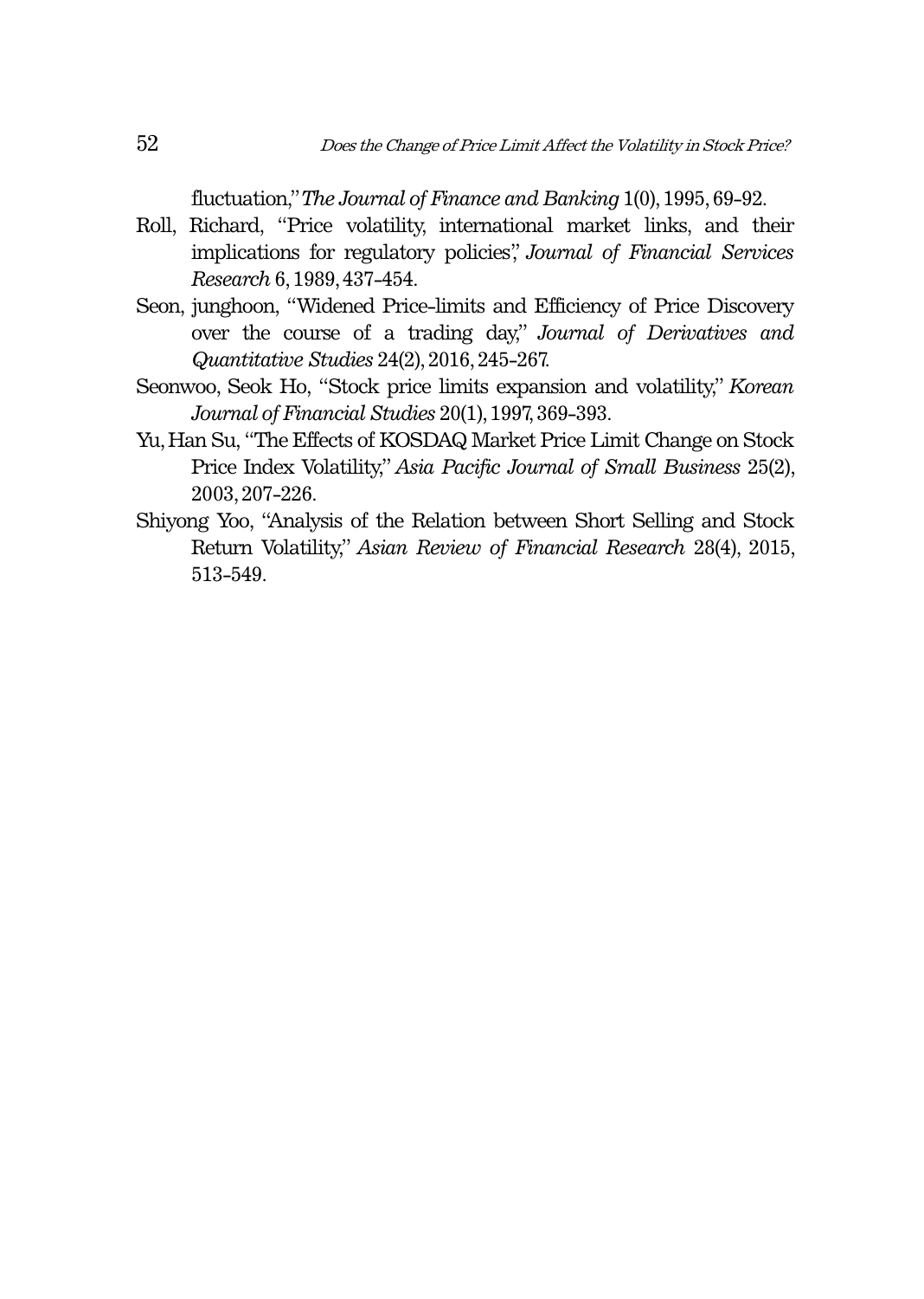fluctuation," *The Journal of Finance and Banking* 1(0), 1995, 69-92.

Roll, Richard, "Price volatility, international market links, and their implications for regulatory policies", *Journal of Financial Services Research* 6, 1989, 437-454.

Seon, junghoon, "Widened Price-limits and Efficiency of Price Discovery over the course of a trading day," *Journal of Derivatives and Quantitative Studies* 24(2), 2016, 245-267.

Seonwoo, Seok Ho, "Stock price limits expansion and volatility," *Korean Journal of Financial Studies* 20(1), 1997, 369-393.

Yu, Han Su, "The Effects of KOSDAQ Market Price Limit Change on Stock Price Index Volatility," *Asia Pacific Journal of Small Business* 25(2), 2003, 207-226.

Shiyong Yoo, "Analysis of the Relation between Short Selling and Stock Return Volatility," *Asian Review of Financial Research* 28(4), 2015, 513-549.